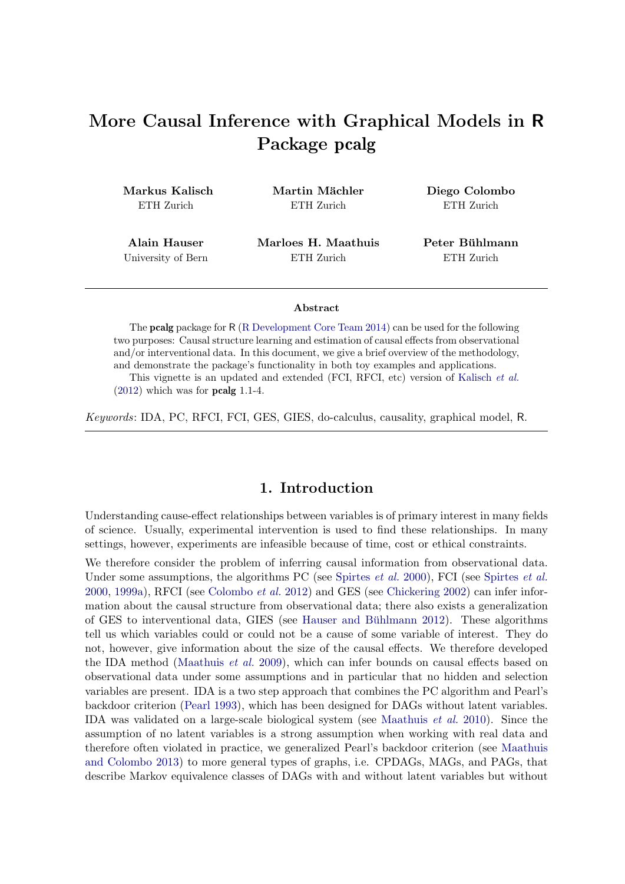# More Causal Inference with Graphical Models in R Package pcalg

**Markus Kalisch**
ETH Zurich

**Martin Mächler**
ETH Zurich

**Diego Colombo**
ETH Zurich

**Alain Hauser**
University of Bern

**Marloes H. Maathuis**
ETH Zurich

**Peter Bühlmann**
ETH Zurich

---

**Abstract**

The **pcalg** package for R (R Development Core Team 2014) can be used for the following two purposes: Causal structure learning and estimation of causal effects from observational and/or interventional data. In this document, we give a brief overview of the methodology, and demonstrate the package's functionality in both toy examples and applications.

This vignette is an updated and extended (FCI, RFCI, etc) version of Kalisch *et al.* (2012) which was for **pcalg** 1.1-4.

*Keywords*: IDA, PC, RFCI, FCI, GES, GIES, do-calculus, causality, graphical model, R.

---

## 1. Introduction

Understanding cause-effect relationships between variables is of primary interest in many fields of science. Usually, experimental intervention is used to find these relationships. In many settings, however, experiments are infeasible because of time, cost or ethical constraints.

We therefore consider the problem of inferring causal information from observational data. Under some assumptions, the algorithms PC (see Spirtes *et al.* 2000), FCI (see Spirtes *et al.* 2000, 1999a), RFCI (see Colombo *et al.* 2012) and GES (see Chickering 2002) can infer information about the causal structure from observational data; there also exists a generalization of GES to interventional data, GIES (see Hauser and Bühlmann 2012). These algorithms tell us which variables could or could not be a cause of some variable of interest. They do not, however, give information about the size of the causal effects. We therefore developed the IDA method (Maathuis *et al.* 2009), which can infer bounds on causal effects based on observational data under some assumptions and in particular that no hidden and selection variables are present. IDA is a two step approach that combines the PC algorithm and Pearl's backdoor criterion (Pearl 1993), which has been designed for DAGs without latent variables. IDA was validated on a large-scale biological system (see Maathuis *et al.* 2010). Since the assumption of no latent variables is a strong assumption when working with real data and therefore often violated in practice, we generalized Pearl's backdoor criterion (see Maathuis and Colombo 2013) to more general types of graphs, i.e. CPDAGs, MAGs, and PAGs, that describe Markov equivalence classes of DAGs with and without latent variables but without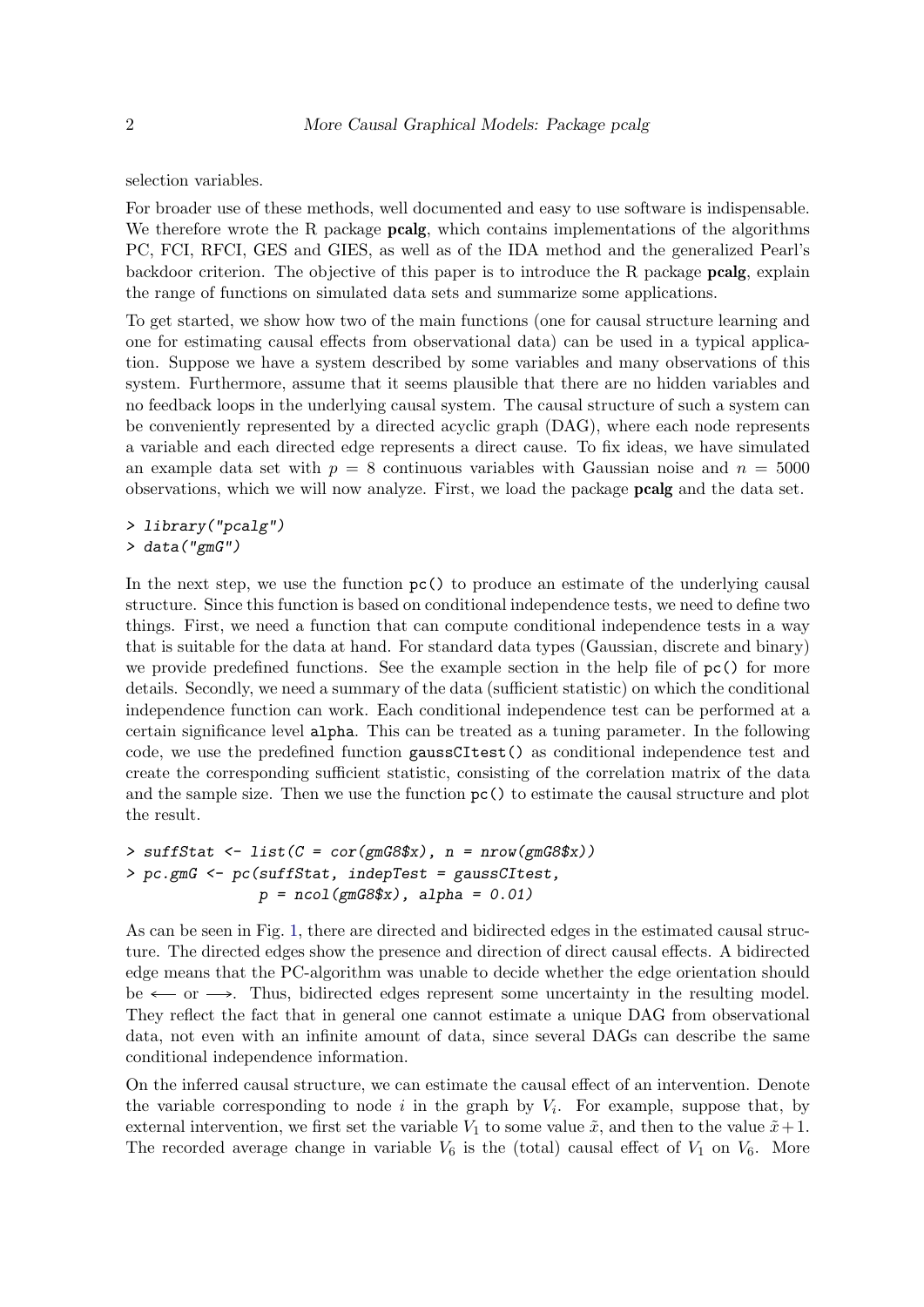selection variables.

For broader use of these methods, well documented and easy to use software is indispensable. We therefore wrote the R package **pcalg**, which contains implementations of the algorithms PC, FCI, RFCI, GES and GIES, as well as of the IDA method and the generalized Pearl's backdoor criterion. The objective of this paper is to introduce the R package **pcalg**, explain the range of functions on simulated data sets and summarize some applications.

To get started, we show how two of the main functions (one for causal structure learning and one for estimating causal effects from observational data) can be used in a typical application. Suppose we have a system described by some variables and many observations of this system. Furthermore, assume that it seems plausible that there are no hidden variables and no feedback loops in the underlying causal system. The causal structure of such a system can be conveniently represented by a directed acyclic graph (DAG), where each node represents a variable and each directed edge represents a direct cause. To fix ideas, we have simulated an example data set with $p = 8$ continuous variables with Gaussian noise and $n = 5000$ observations, which we will now analyze. First, we load the package **pcalg** and the data set.

```
> library("pcalg")
> data("gmG")
```

In the next step, we use the function `pc()` to produce an estimate of the underlying causal structure. Since this function is based on conditional independence tests, we need to define two things. First, we need a function that can compute conditional independence tests in a way that is suitable for the data at hand. For standard data types (Gaussian, discrete and binary) we provide predefined functions. See the example section in the help file of `pc()` for more details. Secondly, we need a summary of the data (sufficient statistic) on which the conditional independence function can work. Each conditional independence test can be performed at a certain significance level `alpha`. This can be treated as a tuning parameter. In the following code, we use the predefined function `gaussCItest()` as conditional independence test and create the corresponding sufficient statistic, consisting of the correlation matrix of the data and the sample size. Then we use the function `pc()` to estimate the causal structure and plot the result.

```
> suffStat <- list(C = cor(gmG8$x), n = nrow(gmG8$x))
> pc.gmG <- pc(suffStat, indepTest = gaussCItest,
               p = ncol(gmG8$x), alpha = 0.01)
```

As can be seen in Fig. 1, there are directed and bidirected edges in the estimated causal structure. The directed edges show the presence and direction of direct causal effects. A bidirected edge means that the PC-algorithm was unable to decide whether the edge orientation should be $\longleftarrow$ or $\longrightarrow$. Thus, bidirected edges represent some uncertainty in the resulting model. They reflect the fact that in general one cannot estimate a unique DAG from observational data, not even with an infinite amount of data, since several DAGs can describe the same conditional independence information.

On the inferred causal structure, we can estimate the causal effect of an intervention. Denote the variable corresponding to node $i$ in the graph by $V_i$. For example, suppose that, by external intervention, we first set the variable $V_1$ to some value $\tilde{x}$, and then to the value $\tilde{x}+1$. The recorded average change in variable $V_6$ is the (total) causal effect of $V_1$ on $V_6$. More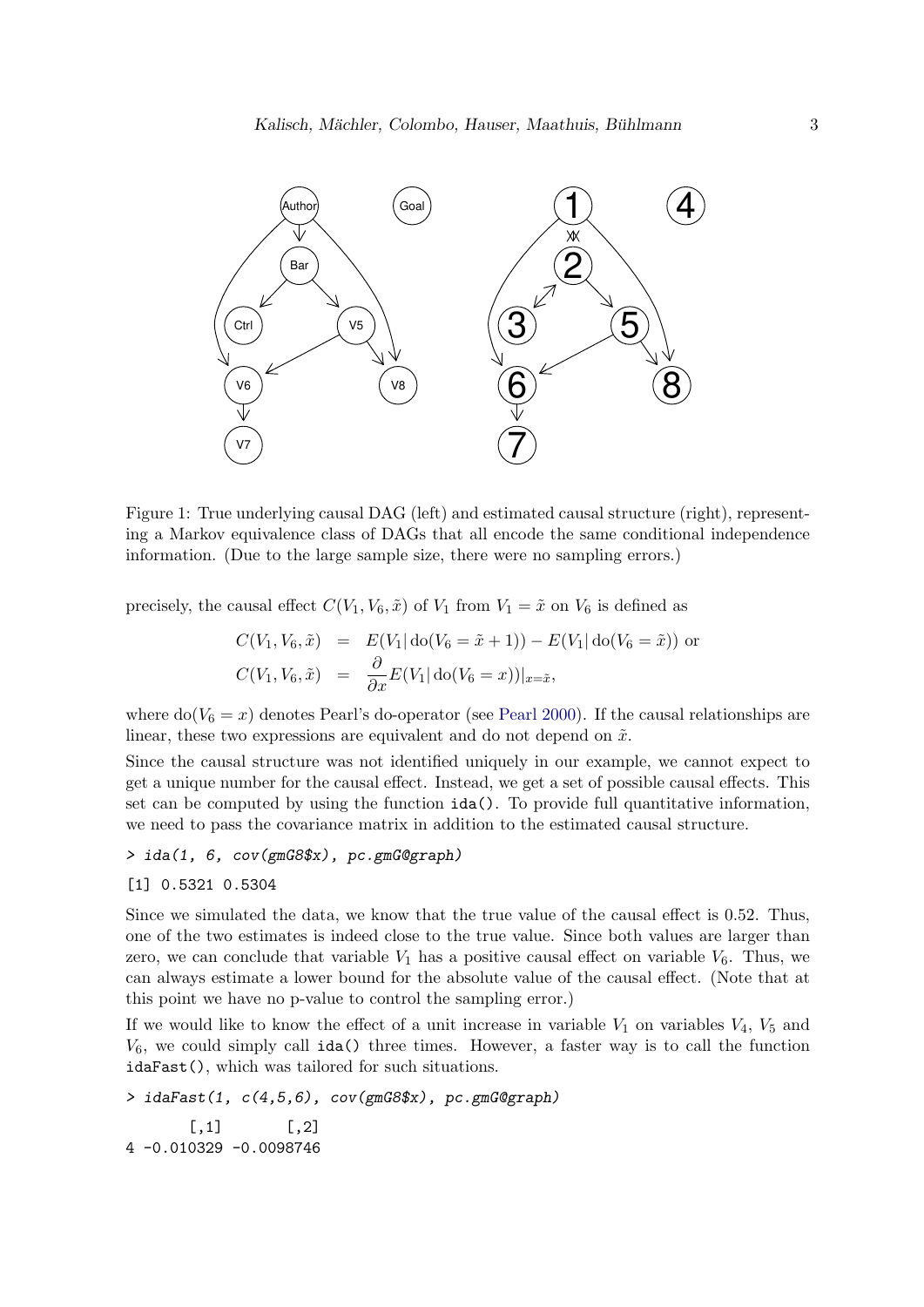Figure 1: True underlying causal DAG (left) and estimated causal structure (right), representing a Markov equivalence class of DAGs that all encode the same conditional independence information. (Due to the large sample size, there were no sampling errors.)

precisely, the causal effect $C(V_1, V_6, \tilde{x})$ of $V_1$ from $V_1 = \tilde{x}$ on $V_6$ is defined as

$$
\begin{aligned}
C(V_1, V_6, \tilde{x}) &= E(V_1 | \operatorname{do}(V_6 = \tilde{x} + 1)) - E(V_1 | \operatorname{do}(V_6 = \tilde{x})) \text{ or} \\
C(V_1, V_6, \tilde{x}) &= \frac{\partial}{\partial x} E(V_1 | \operatorname{do}(V_6 = x))|_{x=\tilde{x}},
\end{aligned}
$$

where $\operatorname{do}(V_6 = x)$ denotes Pearl's do-operator (see Pearl 2000). If the causal relationships are linear, these two expressions are equivalent and do not depend on $\tilde{x}$.

Since the causal structure was not identified uniquely in our example, we cannot expect to get a unique number for the causal effect. Instead, we get a set of possible causal effects. This set can be computed by using the function `ida()`. To provide full quantitative information, we need to pass the covariance matrix in addition to the estimated causal structure.

```
> ida(1, 6, cov(gmG8$x), pc.gmG@graph)
[1] 0.5321 0.5304
```

Since we simulated the data, we know that the true value of the causal effect is 0.52. Thus, one of the two estimates is indeed close to the true value. Since both values are larger than zero, we can conclude that variable $V_1$ has a positive causal effect on variable $V_6$. Thus, we can always estimate a lower bound for the absolute value of the causal effect. (Note that at this point we have no p-value to control the sampling error.)

If we would like to know the effect of a unit increase in variable $V_1$ on variables $V_4$, $V_5$ and $V_6$, we could simply call `ida()` three times. However, a faster way is to call the function `idaFast()`, which was tailored for such situations.

```
> idaFast(1, c(4,5,6), cov(gmG8$x), pc.gmG@graph)
       [,1]       [,2]
4 -0.010329 -0.0098746
```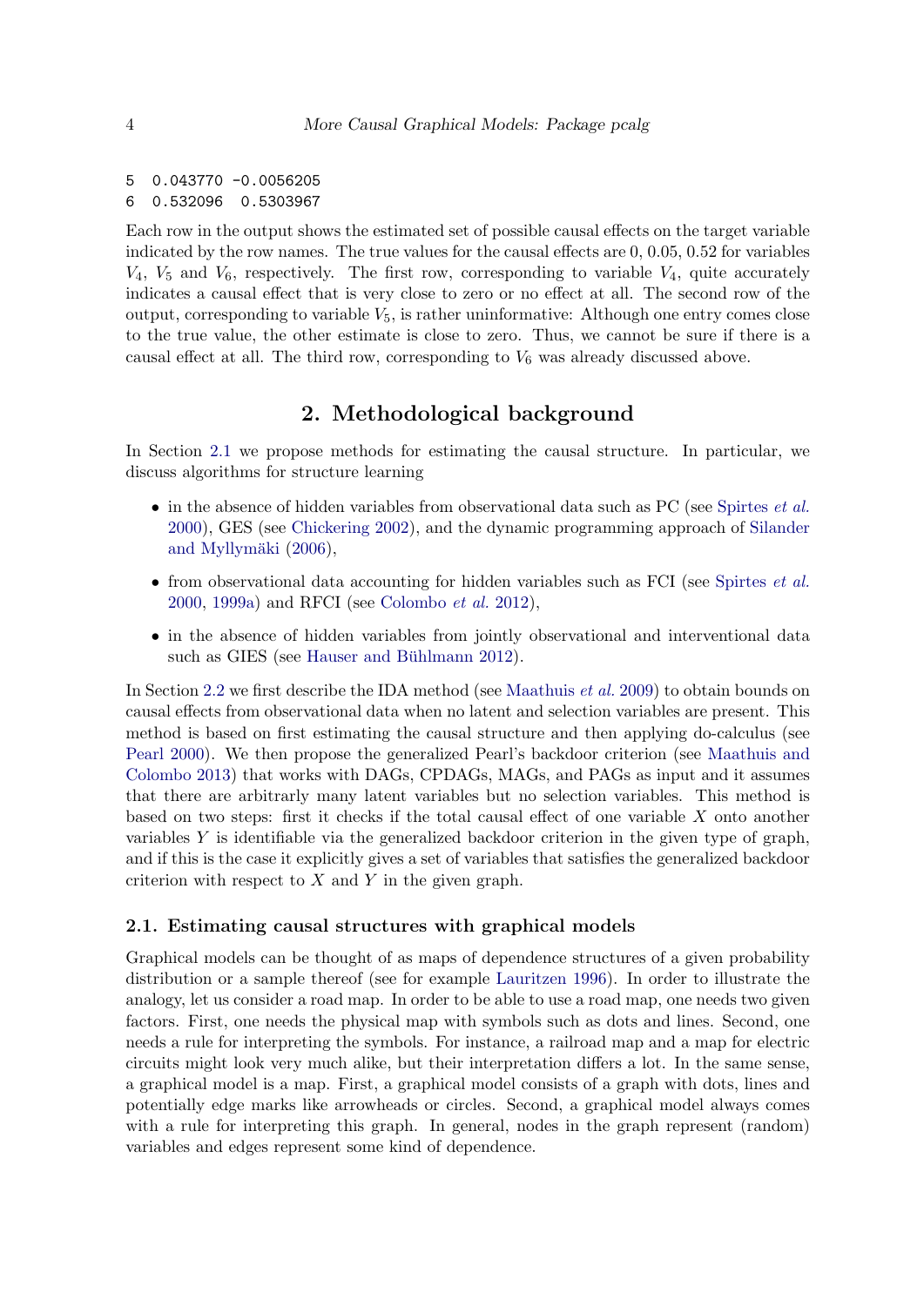```
5  0.043770 -0.0056205
6  0.532096  0.5303967
```

Each row in the output shows the estimated set of possible causal effects on the target variable indicated by the row names. The true values for the causal effects are 0, 0.05, 0.52 for variables $V_4$, $V_5$ and $V_6$, respectively. The first row, corresponding to variable $V_4$, quite accurately indicates a causal effect that is very close to zero or no effect at all. The second row of the output, corresponding to variable $V_5$, is rather uninformative: Although one entry comes close to the true value, the other estimate is close to zero. Thus, we cannot be sure if there is a causal effect at all. The third row, corresponding to $V_6$ was already discussed above.

# 2. Methodological background

In Section 2.1 we propose methods for estimating the causal structure. In particular, we discuss algorithms for structure learning

- in the absence of hidden variables from observational data such as PC (see Spirtes *et al.* 2000), GES (see Chickering 2002), and the dynamic programming approach of Silander and Myllymäki (2006),
- from observational data accounting for hidden variables such as FCI (see Spirtes *et al.* 2000, 1999a) and RFCI (see Colombo *et al.* 2012),
- in the absence of hidden variables from jointly observational and interventional data such as GIES (see Hauser and Bühlmann 2012).

In Section 2.2 we first describe the IDA method (see Maathuis *et al.* 2009) to obtain bounds on causal effects from observational data when no latent and selection variables are present. This method is based on first estimating the causal structure and then applying do-calculus (see Pearl 2000). We then propose the generalized Pearl's backdoor criterion (see Maathuis and Colombo 2013) that works with DAGs, CPDAGs, MAGs, and PAGs as input and it assumes that there are arbitrarly many latent variables but no selection variables. This method is based on two steps: first it checks if the total causal effect of one variable $X$ onto another variables $Y$ is identifiable via the generalized backdoor criterion in the given type of graph, and if this is the case it explicitly gives a set of variables that satisfies the generalized backdoor criterion with respect to $X$ and $Y$ in the given graph.

## 2.1. Estimating causal structures with graphical models

Graphical models can be thought of as maps of dependence structures of a given probability distribution or a sample thereof (see for example Lauritzen 1996). In order to illustrate the analogy, let us consider a road map. In order to be able to use a road map, one needs two given factors. First, one needs the physical map with symbols such as dots and lines. Second, one needs a rule for interpreting the symbols. For instance, a railroad map and a map for electric circuits might look very much alike, but their interpretation differs a lot. In the same sense, a graphical model is a map. First, a graphical model consists of a graph with dots, lines and potentially edge marks like arrowheads or circles. Second, a graphical model always comes with a rule for interpreting this graph. In general, nodes in the graph represent (random) variables and edges represent some kind of dependence.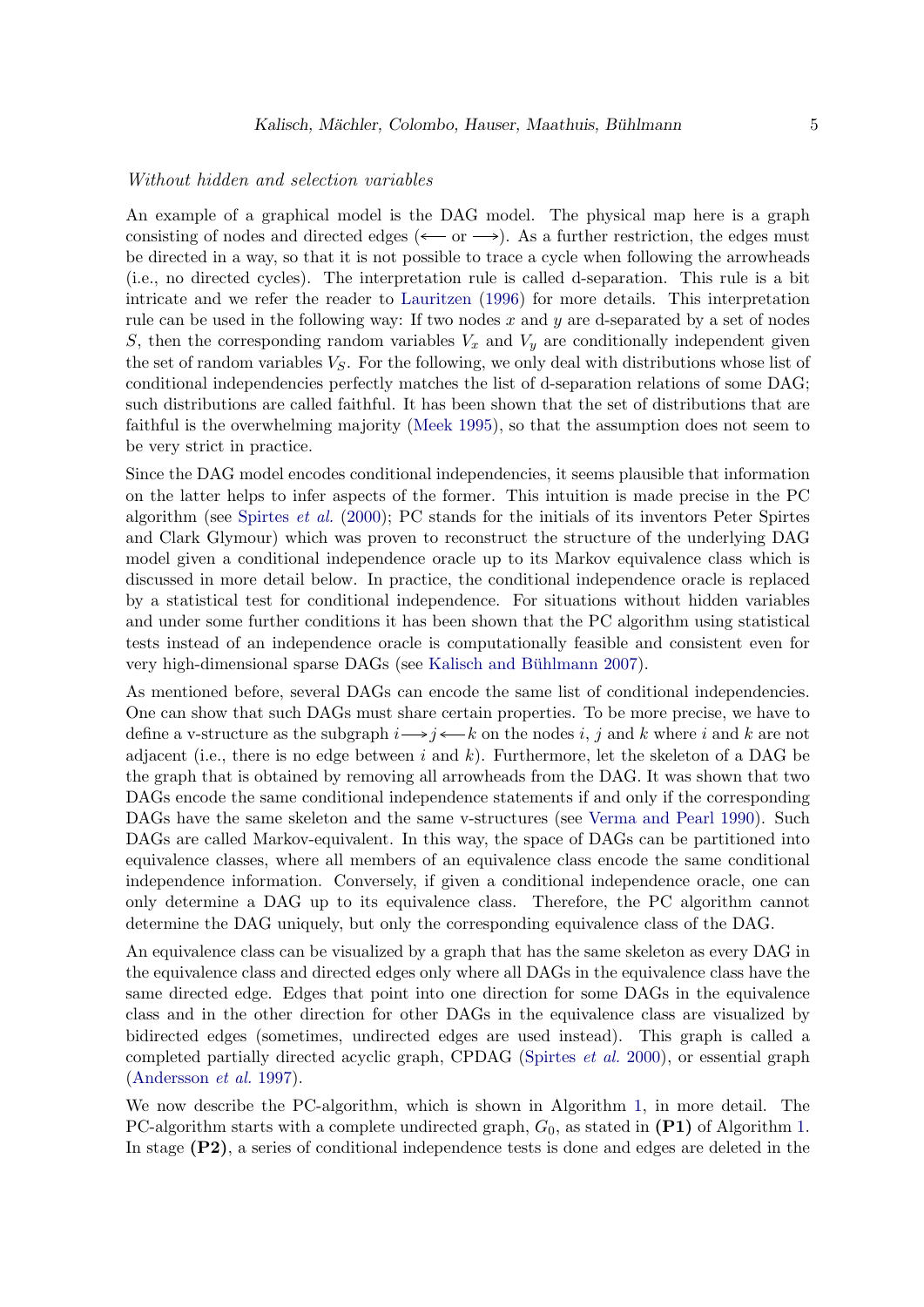*Without hidden and selection variables*

An example of a graphical model is the DAG model. The physical map here is a graph consisting of nodes and directed edges ($\longleftarrow$ or $\longrightarrow$). As a further restriction, the edges must be directed in a way, so that it is not possible to trace a cycle when following the arrowheads (i.e., no directed cycles). The interpretation rule is called d-separation. This rule is a bit intricate and we refer the reader to Lauritzen (1996) for more details. This interpretation rule can be used in the following way: If two nodes $x$ and $y$ are d-separated by a set of nodes $S$, then the corresponding random variables $V_x$ and $V_y$ are conditionally independent given the set of random variables $V_S$. For the following, we only deal with distributions whose list of conditional independencies perfectly matches the list of d-separation relations of some DAG; such distributions are called faithful. It has been shown that the set of distributions that are faithful is the overwhelming majority (Meek 1995), so that the assumption does not seem to be very strict in practice.

Since the DAG model encodes conditional independencies, it seems plausible that information on the latter helps to infer aspects of the former. This intuition is made precise in the PC algorithm (see Spirtes *et al.* (2000); PC stands for the initials of its inventors Peter Spirtes and Clark Glymour) which was proven to reconstruct the structure of the underlying DAG model given a conditional independence oracle up to its Markov equivalence class which is discussed in more detail below. In practice, the conditional independence oracle is replaced by a statistical test for conditional independence. For situations without hidden variables and under some further conditions it has been shown that the PC algorithm using statistical tests instead of an independence oracle is computationally feasible and consistent even for very high-dimensional sparse DAGs (see Kalisch and Bühlmann 2007).

As mentioned before, several DAGs can encode the same list of conditional independencies. One can show that such DAGs must share certain properties. To be more precise, we have to define a v-structure as the subgraph $i \longrightarrow j \longleftarrow k$ on the nodes $i$, $j$ and $k$ where $i$ and $k$ are not adjacent (i.e., there is no edge between $i$ and $k$). Furthermore, let the skeleton of a DAG be the graph that is obtained by removing all arrowheads from the DAG. It was shown that two DAGs encode the same conditional independence statements if and only if the corresponding DAGs have the same skeleton and the same v-structures (see Verma and Pearl 1990). Such DAGs are called Markov-equivalent. In this way, the space of DAGs can be partitioned into equivalence classes, where all members of an equivalence class encode the same conditional independence information. Conversely, if given a conditional independence oracle, one can only determine a DAG up to its equivalence class. Therefore, the PC algorithm cannot determine the DAG uniquely, but only the corresponding equivalence class of the DAG.

An equivalence class can be visualized by a graph that has the same skeleton as every DAG in the equivalence class and directed edges only where all DAGs in the equivalence class have the same directed edge. Edges that point into one direction for some DAGs in the equivalence class and in the other direction for other DAGs in the equivalence class are visualized by bidirected edges (sometimes, undirected edges are used instead). This graph is called a completed partially directed acyclic graph, CPDAG (Spirtes *et al.* 2000), or essential graph (Andersson *et al.* 1997).

We now describe the PC-algorithm, which is shown in Algorithm 1, in more detail. The PC-algorithm starts with a complete undirected graph, $G_0$, as stated in **(P1)** of Algorithm 1. In stage **(P2)**, a series of conditional independence tests is done and edges are deleted in the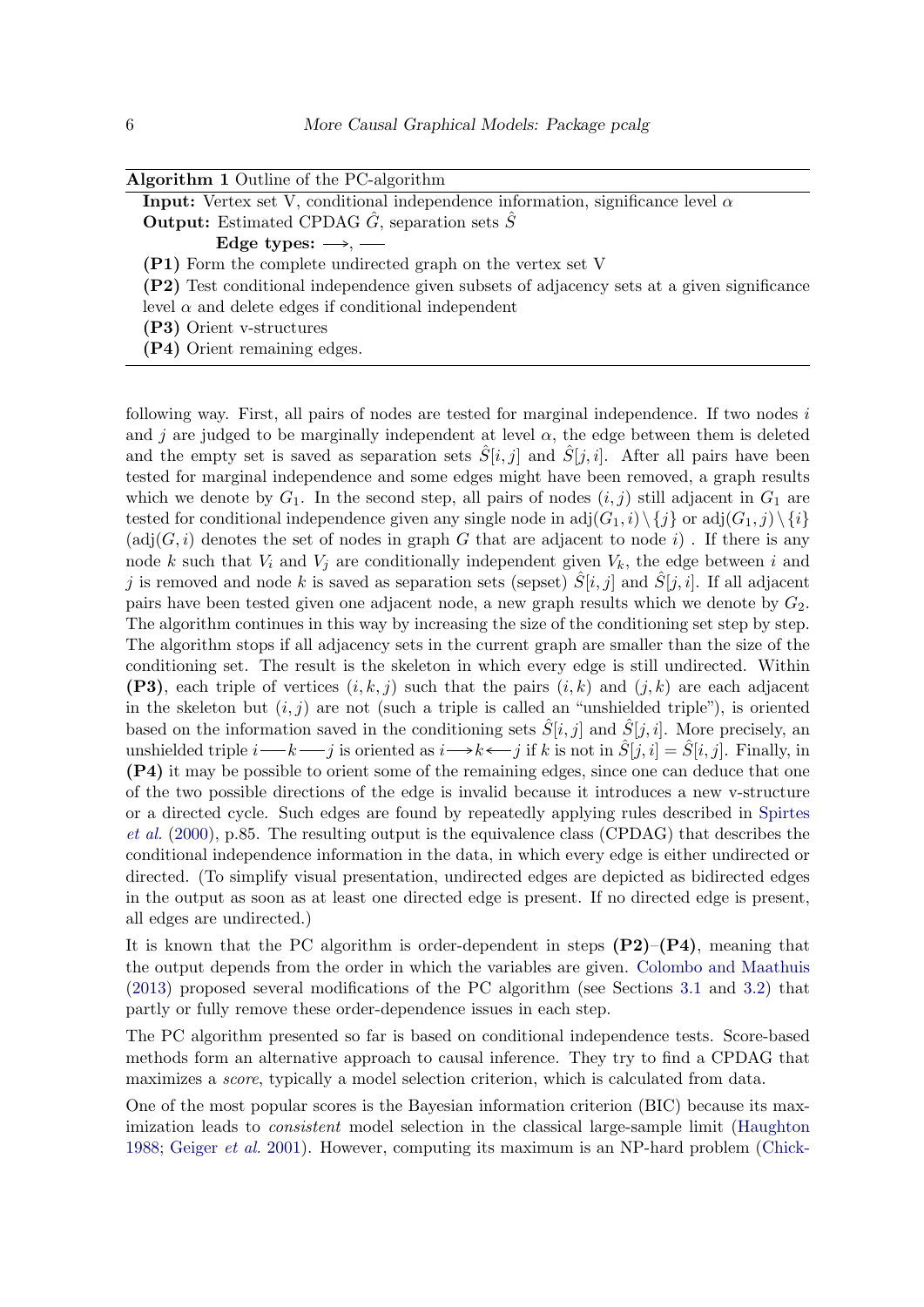**Algorithm 1** Outline of the PC-algorithm

**Input:** Vertex set V, conditional independence information, significance level $\alpha$
**Output:** Estimated CPDAG $\hat{G}$, separation sets $\hat{S}$
**Edge types:** $\longrightarrow$, $\text{——}$

**(P1)** Form the complete undirected graph on the vertex set V
**(P2)** Test conditional independence given subsets of adjacency sets at a given significance level $\alpha$ and delete edges if conditional independent
**(P3)** Orient v-structures
**(P4)** Orient remaining edges.

following way. First, all pairs of nodes are tested for marginal independence. If two nodes $i$ and $j$ are judged to be marginally independent at level $\alpha$, the edge between them is deleted and the empty set is saved as separation sets $\hat{S}[i,j]$ and $\hat{S}[j,i]$. After all pairs have been tested for marginal independence and some edges might have been removed, a graph results which we denote by $G_1$. In the second step, all pairs of nodes $(i,j)$ still adjacent in $G_1$ are tested for conditional independence given any single node in $\text{adj}(G_1,i)\setminus\{j\}$ or $\text{adj}(G_1,j)\setminus\{i\}$ ($\text{adj}(G,i)$ denotes the set of nodes in graph $G$ that are adjacent to node $i$) . If there is any node $k$ such that $V_i$ and $V_j$ are conditionally independent given $V_k$, the edge between $i$ and $j$ is removed and node $k$ is saved as separation sets (sepset) $\hat{S}[i,j]$ and $\hat{S}[j,i]$. If all adjacent pairs have been tested given one adjacent node, a new graph results which we denote by $G_2$. The algorithm continues in this way by increasing the size of the conditioning set step by step. The algorithm stops if all adjacency sets in the current graph are smaller than the size of the conditioning set. The result is the skeleton in which every edge is still undirected. Within **(P3)**, each triple of vertices $(i,k,j)$ such that the pairs $(i,k)$ and $(j,k)$ are each adjacent in the skeleton but $(i,j)$ are not (such a triple is called an "unshielded triple"), is oriented based on the information saved in the conditioning sets $\hat{S}[i,j]$ and $\hat{S}[j,i]$. More precisely, an unshielded triple $i - k - j$ is oriented as $i \longrightarrow k \longleftarrow j$ if $k$ is not in $\hat{S}[j,i] = \hat{S}[i,j]$. Finally, in **(P4)** it may be possible to orient some of the remaining edges, since one can deduce that one of the two possible directions of the edge is invalid because it introduces a new v-structure or a directed cycle. Such edges are found by repeatedly applying rules described in Spirtes *et al.* (2000), p.85. The resulting output is the equivalence class (CPDAG) that describes the conditional independence information in the data, in which every edge is either undirected or directed. (To simplify visual presentation, undirected edges are depicted as bidirected edges in the output as soon as at least one directed edge is present. If no directed edge is present, all edges are undirected.)

It is known that the PC algorithm is order-dependent in steps **(P2)**–**(P4)**, meaning that the output depends from the order in which the variables are given. Colombo and Maathuis (2013) proposed several modifications of the PC algorithm (see Sections 3.1 and 3.2) that partly or fully remove these order-dependence issues in each step.

The PC algorithm presented so far is based on conditional independence tests. Score-based methods form an alternative approach to causal inference. They try to find a CPDAG that maximizes a *score*, typically a model selection criterion, which is calculated from data.

One of the most popular scores is the Bayesian information criterion (BIC) because its maximization leads to *consistent* model selection in the classical large-sample limit (Haughton 1988; Geiger *et al.* 2001). However, computing its maximum is an NP-hard problem (Chick-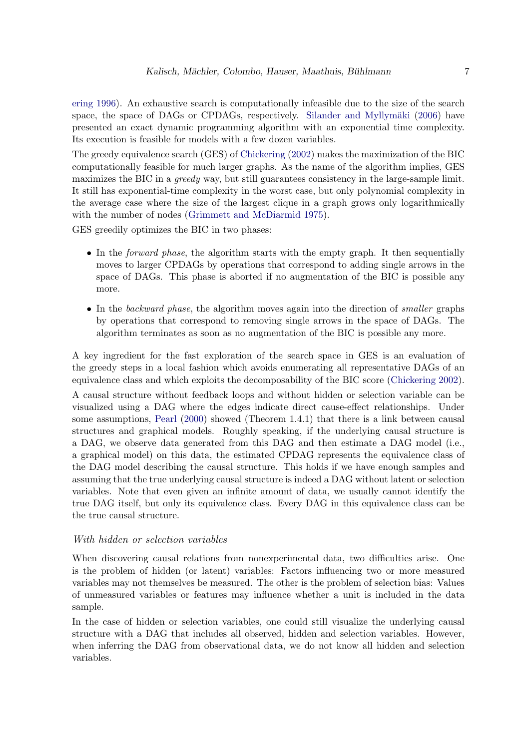ering 1996). An exhaustive search is computationally infeasible due to the size of the search space, the space of DAGs or CPDAGs, respectively. Silander and Myllymäki (2006) have presented an exact dynamic programming algorithm with an exponential time complexity. Its execution is feasible for models with a few dozen variables.

The greedy equivalence search (GES) of Chickering (2002) makes the maximization of the BIC computationally feasible for much larger graphs. As the name of the algorithm implies, GES maximizes the BIC in a *greedy* way, but still guarantees consistency in the large-sample limit. It still has exponential-time complexity in the worst case, but only polynomial complexity in the average case where the size of the largest clique in a graph grows only logarithmically with the number of nodes (Grimmett and McDiarmid 1975).

GES greedily optimizes the BIC in two phases:

- In the *forward phase*, the algorithm starts with the empty graph. It then sequentially moves to larger CPDAGs by operations that correspond to adding single arrows in the space of DAGs. This phase is aborted if no augmentation of the BIC is possible any more.
- In the *backward phase*, the algorithm moves again into the direction of *smaller* graphs by operations that correspond to removing single arrows in the space of DAGs. The algorithm terminates as soon as no augmentation of the BIC is possible any more.

A key ingredient for the fast exploration of the search space in GES is an evaluation of the greedy steps in a local fashion which avoids enumerating all representative DAGs of an equivalence class and which exploits the decomposability of the BIC score (Chickering 2002).

A causal structure without feedback loops and without hidden or selection variable can be visualized using a DAG where the edges indicate direct cause-effect relationships. Under some assumptions, Pearl (2000) showed (Theorem 1.4.1) that there is a link between causal structures and graphical models. Roughly speaking, if the underlying causal structure is a DAG, we observe data generated from this DAG and then estimate a DAG model (i.e., a graphical model) on this data, the estimated CPDAG represents the equivalence class of the DAG model describing the causal structure. This holds if we have enough samples and assuming that the true underlying causal structure is indeed a DAG without latent or selection variables. Note that even given an infinite amount of data, we usually cannot identify the true DAG itself, but only its equivalence class. Every DAG in this equivalence class can be the true causal structure.

### *With hidden or selection variables*

When discovering causal relations from nonexperimental data, two difficulties arise. One is the problem of hidden (or latent) variables: Factors influencing two or more measured variables may not themselves be measured. The other is the problem of selection bias: Values of unmeasured variables or features may influence whether a unit is included in the data sample.

In the case of hidden or selection variables, one could still visualize the underlying causal structure with a DAG that includes all observed, hidden and selection variables. However, when inferring the DAG from observational data, we do not know all hidden and selection variables.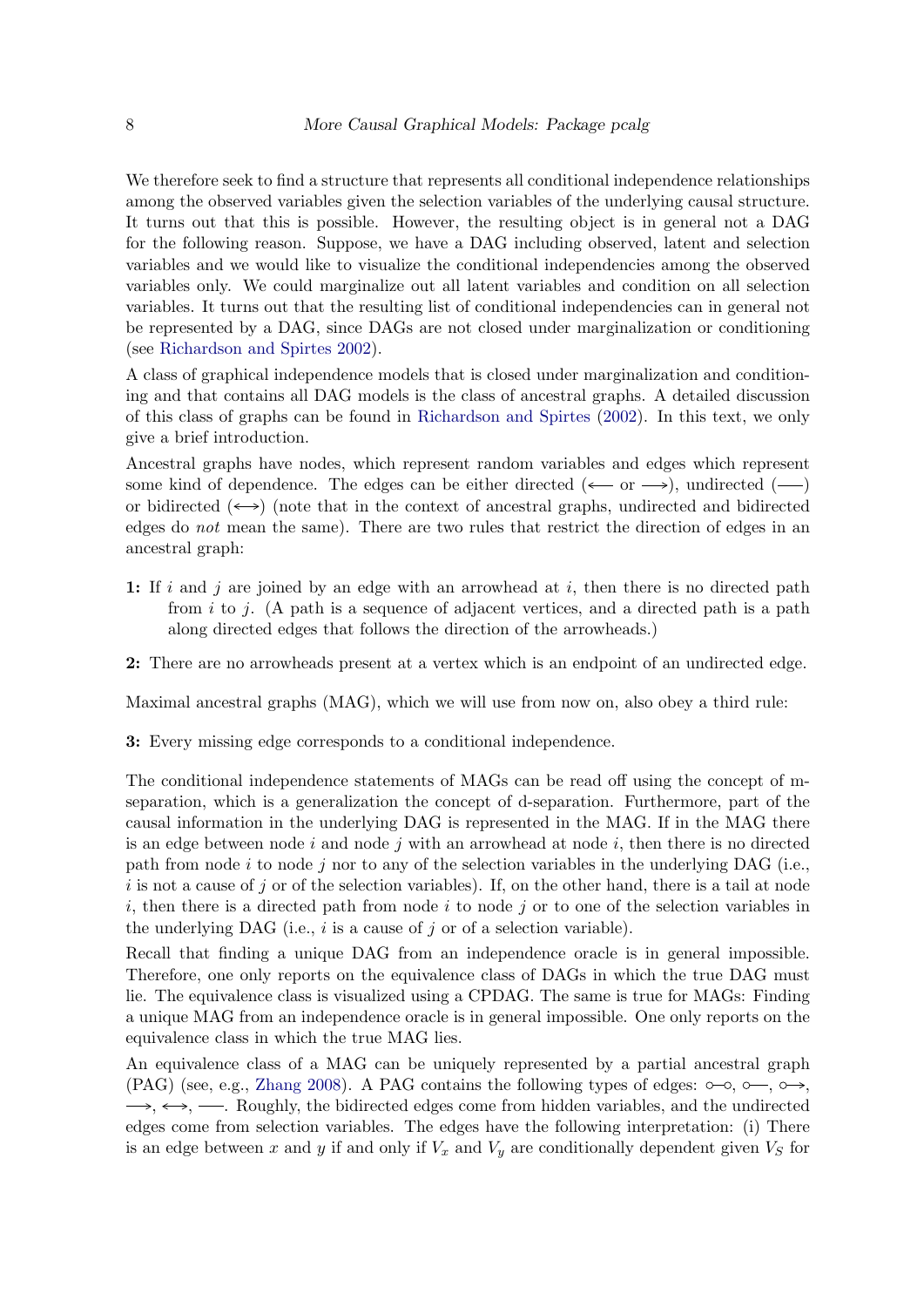We therefore seek to find a structure that represents all conditional independence relationships among the observed variables given the selection variables of the underlying causal structure. It turns out that this is possible. However, the resulting object is in general not a DAG for the following reason. Suppose, we have a DAG including observed, latent and selection variables and we would like to visualize the conditional independencies among the observed variables only. We could marginalize out all latent variables and condition on all selection variables. It turns out that the resulting list of conditional independencies can in general not be represented by a DAG, since DAGs are not closed under marginalization or conditioning (see Richardson and Spirtes 2002).

A class of graphical independence models that is closed under marginalization and conditioning and that contains all DAG models is the class of ancestral graphs. A detailed discussion of this class of graphs can be found in Richardson and Spirtes (2002). In this text, we only give a brief introduction.

Ancestral graphs have nodes, which represent random variables and edges which represent some kind of dependence. The edges can be either directed ($\longleftarrow$ or $\longrightarrow$), undirected ($\text{—}$) or bidirected ($\longleftrightarrow$) (note that in the context of ancestral graphs, undirected and bidirected edges do *not* mean the same). There are two rules that restrict the direction of edges in an ancestral graph:

**1:** If $i$ and $j$ are joined by an edge with an arrowhead at $i$, then there is no directed path from $i$ to $j$. (A path is a sequence of adjacent vertices, and a directed path is a path along directed edges that follows the direction of the arrowheads.)

**2:** There are no arrowheads present at a vertex which is an endpoint of an undirected edge.

Maximal ancestral graphs (MAG), which we will use from now on, also obey a third rule:

**3:** Every missing edge corresponds to a conditional independence.

The conditional independence statements of MAGs can be read off using the concept of m-separation, which is a generalization the concept of d-separation. Furthermore, part of the causal information in the underlying DAG is represented in the MAG. If in the MAG there is an edge between node $i$ and node $j$ with an arrowhead at node $i$, then there is no directed path from node $i$ to node $j$ nor to any of the selection variables in the underlying DAG (i.e., $i$ is not a cause of $j$ or of the selection variables). If, on the other hand, there is a tail at node $i$, then there is a directed path from node $i$ to node $j$ or to one of the selection variables in the underlying DAG (i.e., $i$ is a cause of $j$ or of a selection variable).

Recall that finding a unique DAG from an independence oracle is in general impossible. Therefore, one only reports on the equivalence class of DAGs in which the true DAG must lie. The equivalence class is visualized using a CPDAG. The same is true for MAGs: Finding a unique MAG from an independence oracle is in general impossible. One only reports on the equivalence class in which the true MAG lies.

An equivalence class of a MAG can be uniquely represented by a partial ancestral graph (PAG) (see, e.g., Zhang 2008). A PAG contains the following types of edges: $\circ\!\!-\!\!\circ$, $\circ\!\!-$, $\circ\!\!\rightarrow$, $\longrightarrow$, $\longleftrightarrow$, $\text{—}$. Roughly, the bidirected edges come from hidden variables, and the undirected edges come from selection variables. The edges have the following interpretation: (i) There is an edge between $x$ and $y$ if and only if $V_x$ and $V_y$ are conditionally dependent given $V_S$ for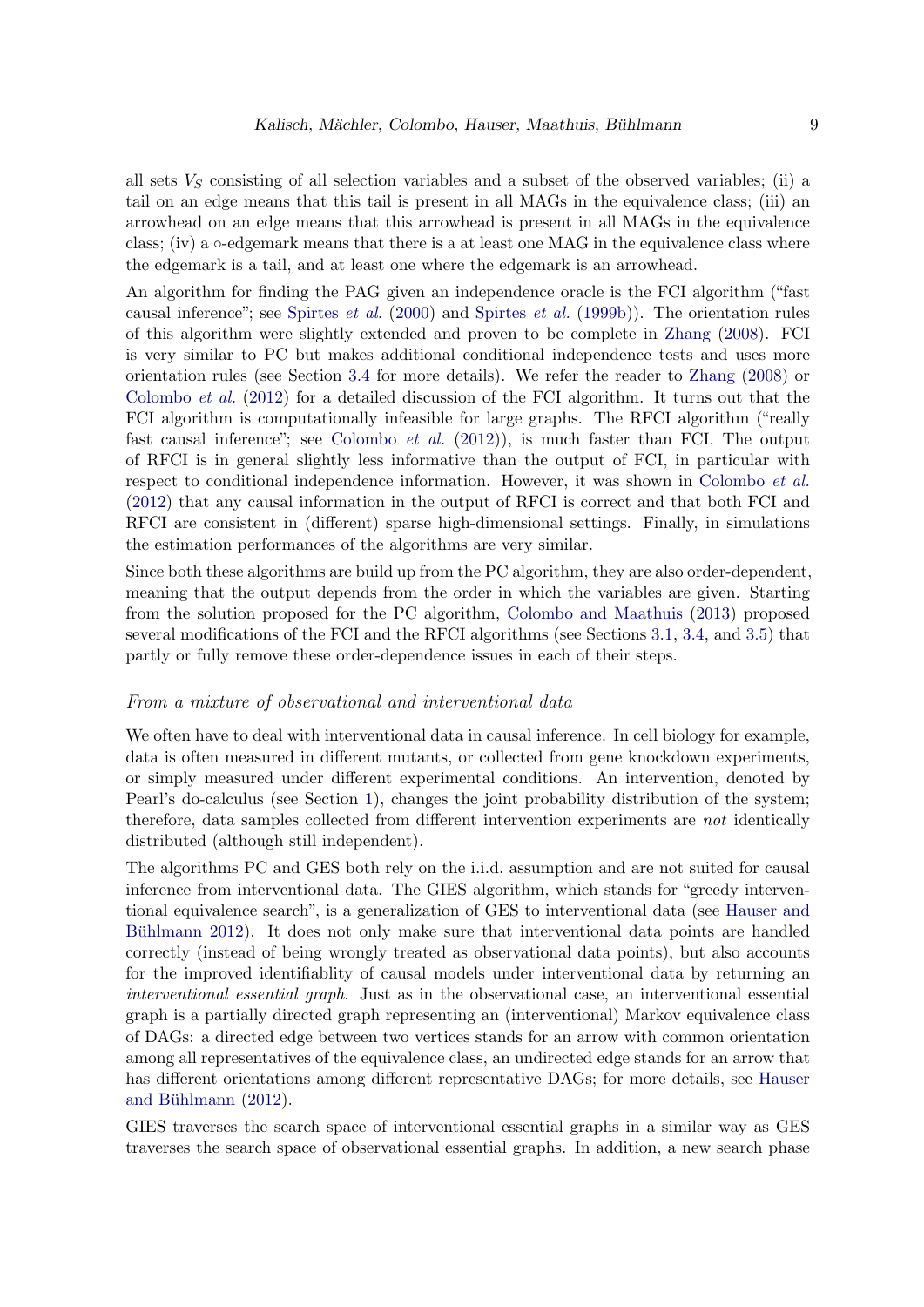all sets $V_S$ consisting of all selection variables and a subset of the observed variables; (ii) a tail on an edge means that this tail is present in all MAGs in the equivalence class; (iii) an arrowhead on an edge means that this arrowhead is present in all MAGs in the equivalence class; (iv) a $\circ$-edgemark means that there is a at least one MAG in the equivalence class where the edgemark is a tail, and at least one where the edgemark is an arrowhead.

An algorithm for finding the PAG given an independence oracle is the FCI algorithm ("fast causal inference"; see Spirtes *et al.* (2000) and Spirtes *et al.* (1999b)). The orientation rules of this algorithm were slightly extended and proven to be complete in Zhang (2008). FCI is very similar to PC but makes additional conditional independence tests and uses more orientation rules (see Section 3.4 for more details). We refer the reader to Zhang (2008) or Colombo *et al.* (2012) for a detailed discussion of the FCI algorithm. It turns out that the FCI algorithm is computationally infeasible for large graphs. The RFCI algorithm ("really fast causal inference"; see Colombo *et al.* (2012)), is much faster than FCI. The output of RFCI is in general slightly less informative than the output of FCI, in particular with respect to conditional independence information. However, it was shown in Colombo *et al.* (2012) that any causal information in the output of RFCI is correct and that both FCI and RFCI are consistent in (different) sparse high-dimensional settings. Finally, in simulations the estimation performances of the algorithms are very similar.

Since both these algorithms are build up from the PC algorithm, they are also order-dependent, meaning that the output depends from the order in which the variables are given. Starting from the solution proposed for the PC algorithm, Colombo and Maathuis (2013) proposed several modifications of the FCI and the RFCI algorithms (see Sections 3.1, 3.4, and 3.5) that partly or fully remove these order-dependence issues in each of their steps.

*From a mixture of observational and interventional data*

We often have to deal with interventional data in causal inference. In cell biology for example, data is often measured in different mutants, or collected from gene knockdown experiments, or simply measured under different experimental conditions. An intervention, denoted by Pearl's do-calculus (see Section 1), changes the joint probability distribution of the system; therefore, data samples collected from different intervention experiments are *not* identically distributed (although still independent).

The algorithms PC and GES both rely on the i.i.d. assumption and are not suited for causal inference from interventional data. The GIES algorithm, which stands for "greedy interventional equivalence search", is a generalization of GES to interventional data (see Hauser and Bühlmann 2012). It does not only make sure that interventional data points are handled correctly (instead of being wrongly treated as observational data points), but also accounts for the improved identifiablity of causal models under interventional data by returning an *interventional essential graph*. Just as in the observational case, an interventional essential graph is a partially directed graph representing an (interventional) Markov equivalence class of DAGs: a directed edge between two vertices stands for an arrow with common orientation among all representatives of the equivalence class, an undirected edge stands for an arrow that has different orientations among different representative DAGs; for more details, see Hauser and Bühlmann (2012).

GIES traverses the search space of interventional essential graphs in a similar way as GES traverses the search space of observational essential graphs. In addition, a new search phase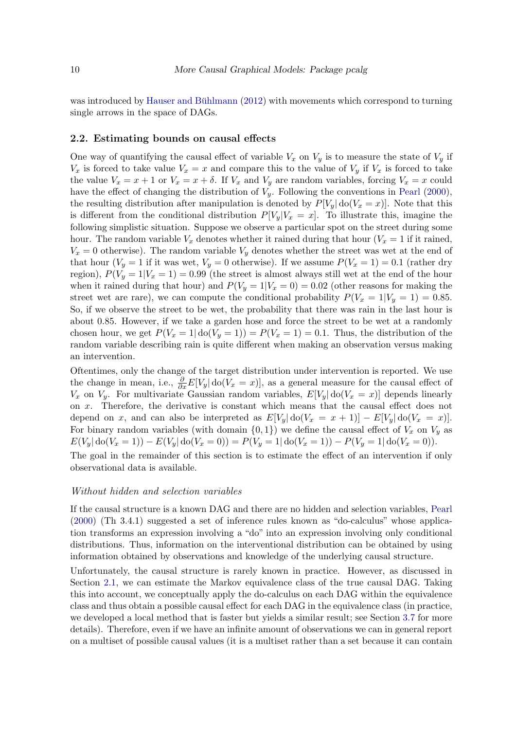was introduced by Hauser and Bühlmann (2012) with movements which correspond to turning single arrows in the space of DAGs.

### 2.2. Estimating bounds on causal effects

One way of quantifying the causal effect of variable $V_x$ on $V_y$ is to measure the state of $V_y$ if $V_x$ is forced to take value $V_x = x$ and compare this to the value of $V_y$ if $V_x$ is forced to take the value $V_x = x + 1$ or $V_x = x + \delta$. If $V_x$ and $V_y$ are random variables, forcing $V_x = x$ could have the effect of changing the distribution of $V_y$. Following the conventions in Pearl (2000), the resulting distribution after manipulation is denoted by $P[V_y|\operatorname{do}(V_x = x)]$. Note that this is different from the conditional distribution $P[V_y|V_x = x]$. To illustrate this, imagine the following simplistic situation. Suppose we observe a particular spot on the street during some hour. The random variable $V_x$ denotes whether it rained during that hour ($V_x = 1$ if it rained, $V_x = 0$ otherwise). The random variable $V_y$ denotes whether the street was wet at the end of that hour ($V_y = 1$ if it was wet, $V_y = 0$ otherwise). If we assume $P(V_x = 1) = 0.1$ (rather dry region), $P(V_y = 1|V_x = 1) = 0.99$ (the street is almost always still wet at the end of the hour when it rained during that hour) and $P(V_y = 1|V_x = 0) = 0.02$ (other reasons for making the street wet are rare), we can compute the conditional probability $P(V_x = 1|V_y = 1) = 0.85$. So, if we observe the street to be wet, the probability that there was rain in the last hour is about 0.85. However, if we take a garden hose and force the street to be wet at a randomly chosen hour, we get $P(V_x = 1|\operatorname{do}(V_y = 1)) = P(V_x = 1) = 0.1$. Thus, the distribution of the random variable describing rain is quite different when making an observation versus making an intervention.

Oftentimes, only the change of the target distribution under intervention is reported. We use the change in mean, i.e., $\frac{\partial}{\partial x}E[V_y|\operatorname{do}(V_x = x)]$, as a general measure for the causal effect of $V_x$ on $V_y$. For multivariate Gaussian random variables, $E[V_y|\operatorname{do}(V_x = x)]$ depends linearly on $x$. Therefore, the derivative is constant which means that the causal effect does not depend on $x$, and can also be interpreted as $E[V_y|\operatorname{do}(V_x = x + 1)] - E[V_y|\operatorname{do}(V_x = x)]$. For binary random variables (with domain $\{0, 1\}$) we define the causal effect of $V_x$ on $V_y$ as $E(V_y|\operatorname{do}(V_x = 1)) - E(V_y|\operatorname{do}(V_x = 0)) = P(V_y = 1|\operatorname{do}(V_x = 1)) - P(V_y = 1|\operatorname{do}(V_x = 0))$.

The goal in the remainder of this section is to estimate the effect of an intervention if only observational data is available.

*Without hidden and selection variables*

If the causal structure is a known DAG and there are no hidden and selection variables, Pearl (2000) (Th 3.4.1) suggested a set of inference rules known as "do-calculus" whose application transforms an expression involving a "do" into an expression involving only conditional distributions. Thus, information on the interventional distribution can be obtained by using information obtained by observations and knowledge of the underlying causal structure.

Unfortunately, the causal structure is rarely known in practice. However, as discussed in Section 2.1, we can estimate the Markov equivalence class of the true causal DAG. Taking this into account, we conceptually apply the do-calculus on each DAG within the equivalence class and thus obtain a possible causal effect for each DAG in the equivalence class (in practice, we developed a local method that is faster but yields a similar result; see Section 3.7 for more details). Therefore, even if we have an infinite amount of observations we can in general report on a multiset of possible causal values (it is a multiset rather than a set because it can contain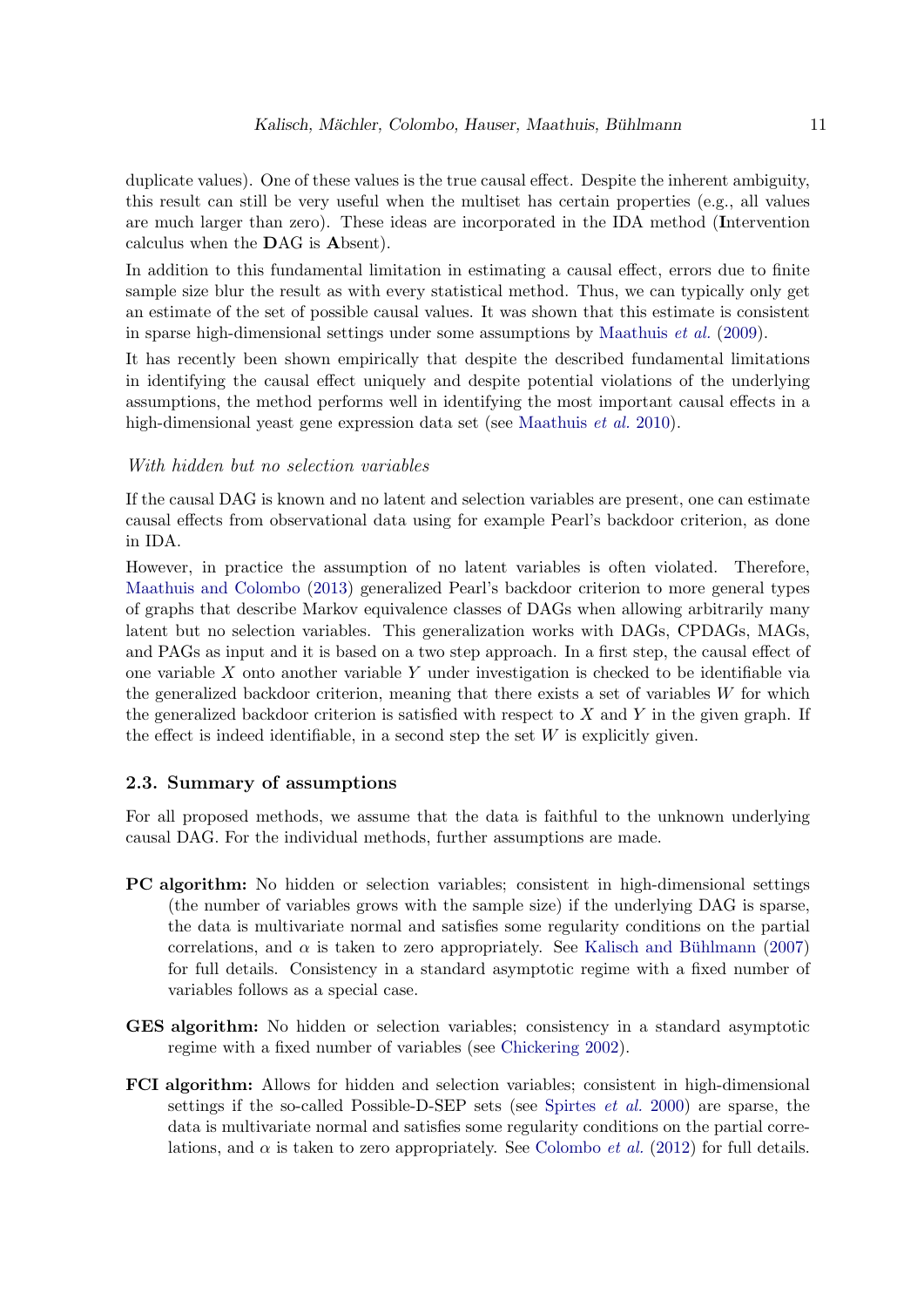duplicate values). One of these values is the true causal effect. Despite the inherent ambiguity, this result can still be very useful when the multiset has certain properties (e.g., all values are much larger than zero). These ideas are incorporated in the IDA method (**I**ntervention calculus when the **DA**G is **A**bsent).

In addition to this fundamental limitation in estimating a causal effect, errors due to finite sample size blur the result as with every statistical method. Thus, we can typically only get an estimate of the set of possible causal values. It was shown that this estimate is consistent in sparse high-dimensional settings under some assumptions by Maathuis *et al.* (2009).

It has recently been shown empirically that despite the described fundamental limitations in identifying the causal effect uniquely and despite potential violations of the underlying assumptions, the method performs well in identifying the most important causal effects in a high-dimensional yeast gene expression data set (see Maathuis *et al.* 2010).

*With hidden but no selection variables*

If the causal DAG is known and no latent and selection variables are present, one can estimate causal effects from observational data using for example Pearl's backdoor criterion, as done in IDA.

However, in practice the assumption of no latent variables is often violated. Therefore, Maathuis and Colombo (2013) generalized Pearl's backdoor criterion to more general types of graphs that describe Markov equivalence classes of DAGs when allowing arbitrarily many latent but no selection variables. This generalization works with DAGs, CPDAGs, MAGs, and PAGs as input and it is based on a two step approach. In a first step, the causal effect of one variable $X$ onto another variable $Y$ under investigation is checked to be identifiable via the generalized backdoor criterion, meaning that there exists a set of variables $W$ for which the generalized backdoor criterion is satisfied with respect to $X$ and $Y$ in the given graph. If the effect is indeed identifiable, in a second step the set $W$ is explicitly given.

### 2.3. Summary of assumptions

For all proposed methods, we assume that the data is faithful to the unknown underlying causal DAG. For the individual methods, further assumptions are made.

**PC algorithm:** No hidden or selection variables; consistent in high-dimensional settings (the number of variables grows with the sample size) if the underlying DAG is sparse, the data is multivariate normal and satisfies some regularity conditions on the partial correlations, and $\alpha$ is taken to zero appropriately. See Kalisch and Bühlmann (2007) for full details. Consistency in a standard asymptotic regime with a fixed number of variables follows as a special case.

**GES algorithm:** No hidden or selection variables; consistency in a standard asymptotic regime with a fixed number of variables (see Chickering 2002).

**FCI algorithm:** Allows for hidden and selection variables; consistent in high-dimensional settings if the so-called Possible-D-SEP sets (see Spirtes *et al.* 2000) are sparse, the data is multivariate normal and satisfies some regularity conditions on the partial correlations, and $\alpha$ is taken to zero appropriately. See Colombo *et al.* (2012) for full details.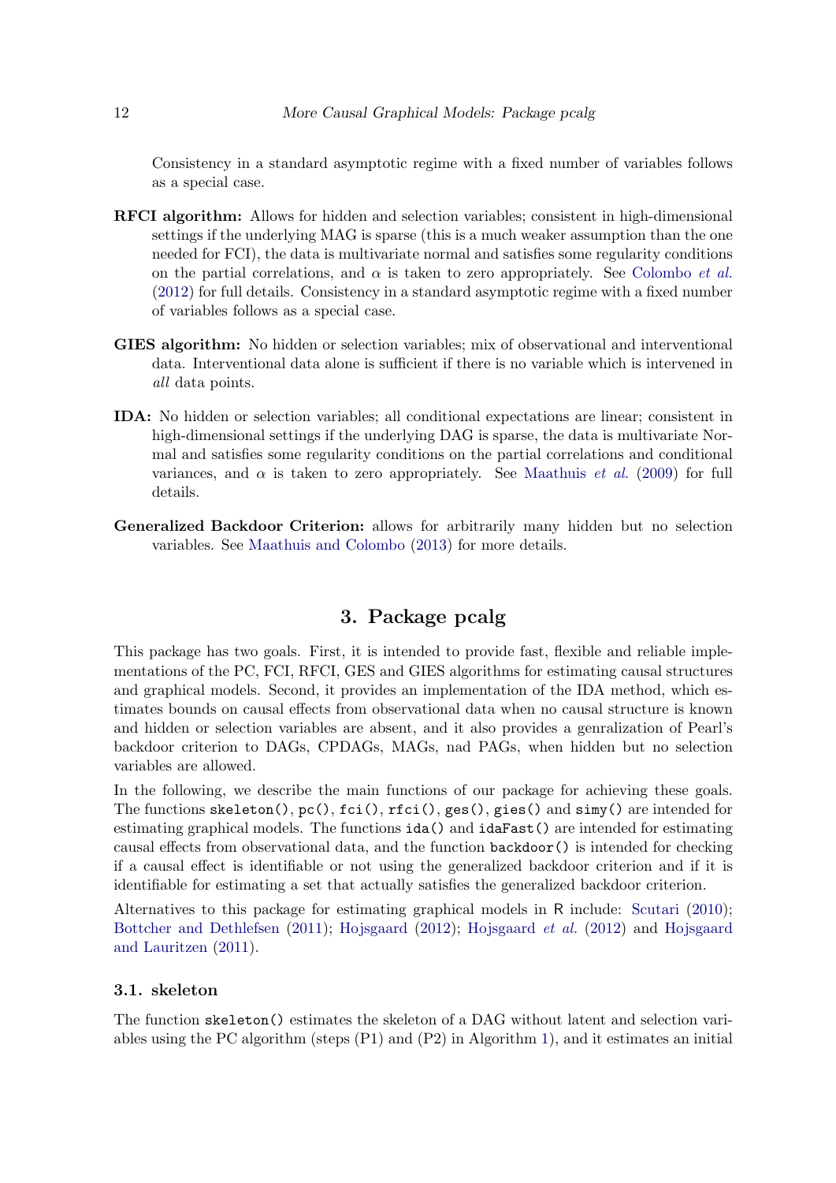Consistency in a standard asymptotic regime with a fixed number of variables follows as a special case.

**RFCI algorithm:** Allows for hidden and selection variables; consistent in high-dimensional settings if the underlying MAG is sparse (this is a much weaker assumption than the one needed for FCI), the data is multivariate normal and satisfies some regularity conditions on the partial correlations, and $\alpha$ is taken to zero appropriately. See Colombo *et al.* (2012) for full details. Consistency in a standard asymptotic regime with a fixed number of variables follows as a special case.

**GIES algorithm:** No hidden or selection variables; mix of observational and interventional data. Interventional data alone is sufficient if there is no variable which is intervened in *all* data points.

**IDA:** No hidden or selection variables; all conditional expectations are linear; consistent in high-dimensional settings if the underlying DAG is sparse, the data is multivariate Normal and satisfies some regularity conditions on the partial correlations and conditional variances, and $\alpha$ is taken to zero appropriately. See Maathuis *et al.* (2009) for full details.

**Generalized Backdoor Criterion:** allows for arbitrarily many hidden but no selection variables. See Maathuis and Colombo (2013) for more details.

# 3. Package pcalg

This package has two goals. First, it is intended to provide fast, flexible and reliable implementations of the PC, FCI, RFCI, GES and GIES algorithms for estimating causal structures and graphical models. Second, it provides an implementation of the IDA method, which estimates bounds on causal effects from observational data when no causal structure is known and hidden or selection variables are absent, and it also provides a genralization of Pearl's backdoor criterion to DAGs, CPDAGs, MAGs, nad PAGs, when hidden but no selection variables are allowed.

In the following, we describe the main functions of our package for achieving these goals. The functions `skeleton()`, `pc()`, `fci()`, `rfci()`, `ges()`, `gies()` and `simy()` are intended for estimating graphical models. The functions `ida()` and `idaFast()` are intended for estimating causal effects from observational data, and the function `backdoor()` is intended for checking if a causal effect is identifiable or not using the generalized backdoor criterion and if it is identifiable for estimating a set that actually satisfies the generalized backdoor criterion.

Alternatives to this package for estimating graphical models in R include: Scutari (2010); Bottcher and Dethlefsen (2011); Hojsgaard (2012); Hojsgaard *et al.* (2012) and Hojsgaard and Lauritzen (2011).

## 3.1. skeleton

The function `skeleton()` estimates the skeleton of a DAG without latent and selection variables using the PC algorithm (steps (P1) and (P2) in Algorithm 1), and it estimates an initial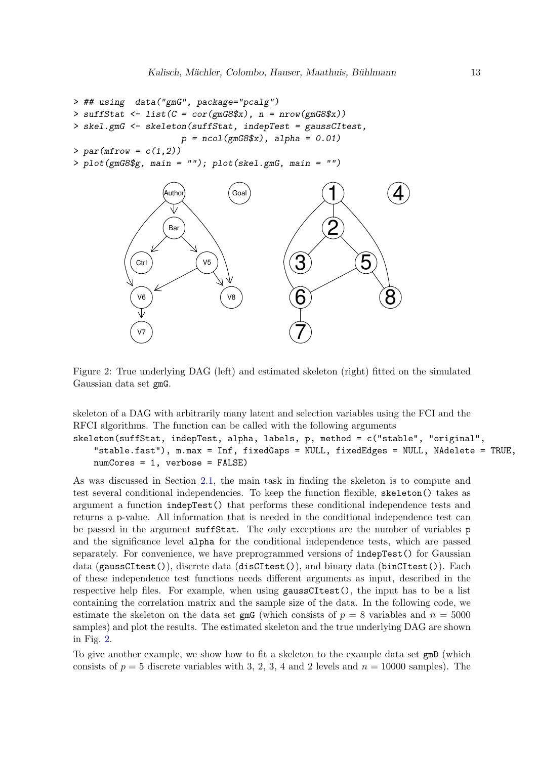```
> ## using  data("gmG", package="pcalg")
> suffStat <- list(C = cor(gmG8$x), n = nrow(gmG8$x))
> skel.gmG <- skeleton(suffStat, indepTest = gaussCItest,
                       p = ncol(gmG8$x), alpha = 0.01)
> par(mfrow = c(1,2))
> plot(gmG8$g, main = ""); plot(skel.gmG, main = "")
```

Figure 2: True underlying DAG (left) and estimated skeleton (right) fitted on the simulated Gaussian data set `gmG`.

skeleton of a DAG with arbitrarily many latent and selection variables using the FCI and the RFCI algorithms. The function can be called with the following arguments

```
skeleton(suffStat, indepTest, alpha, labels, p, method = c("stable", "original",
    "stable.fast"), m.max = Inf, fixedGaps = NULL, fixedEdges = NULL, NAdelete = TRUE,
    numCores = 1, verbose = FALSE)
```

As was discussed in Section 2.1, the main task in finding the skeleton is to compute and test several conditional independencies. To keep the function flexible, `skeleton()` takes as argument a function `indepTest()` that performs these conditional independence tests and returns a p-value. All information that is needed in the conditional independence test can be passed in the argument `suffStat`. The only exceptions are the number of variables `p` and the significance level `alpha` for the conditional independence tests, which are passed separately. For convenience, we have preprogrammed versions of `indepTest()` for Gaussian data (`gaussCItest()`), discrete data (`disCItest()`), and binary data (`binCItest()`). Each of these independence test functions needs different arguments as input, described in the respective help files. For example, when using `gaussCItest()`, the input has to be a list containing the correlation matrix and the sample size of the data. In the following code, we estimate the skeleton on the data set `gmG` (which consists of $p = 8$ variables and $n = 5000$ samples) and plot the results. The estimated skeleton and the true underlying DAG are shown in Fig. 2.

To give another example, we show how to fit a skeleton to the example data set `gmD` (which consists of $p = 5$ discrete variables with 3, 2, 3, 4 and 2 levels and $n = 10000$ samples). The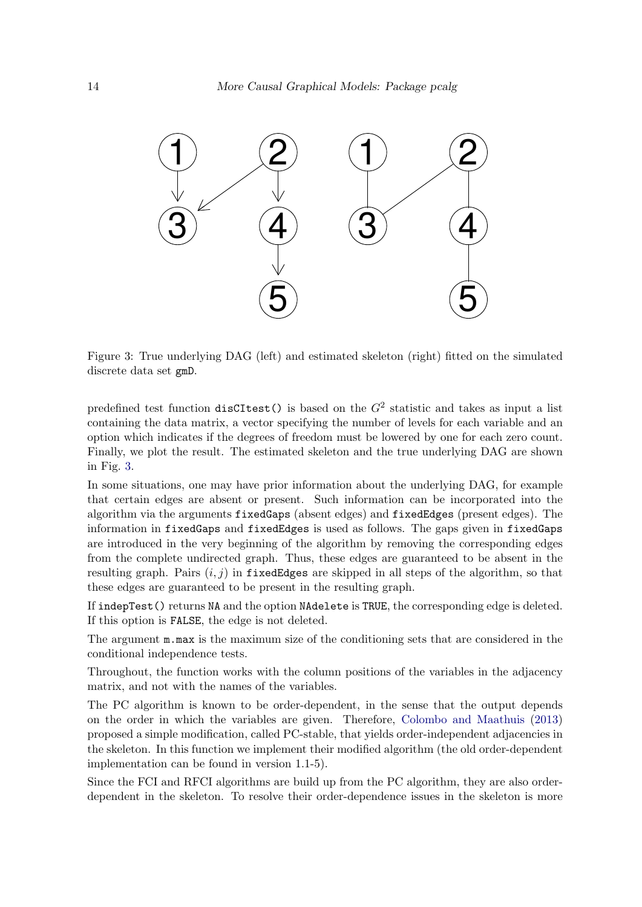Figure 3: True underlying DAG (left) and estimated skeleton (right) fitted on the simulated discrete data set gmD.

predefined test function disCItest() is based on the $G^2$ statistic and takes as input a list containing the data matrix, a vector specifying the number of levels for each variable and an option which indicates if the degrees of freedom must be lowered by one for each zero count. Finally, we plot the result. The estimated skeleton and the true underlying DAG are shown in Fig. 3.

In some situations, one may have prior information about the underlying DAG, for example that certain edges are absent or present. Such information can be incorporated into the algorithm via the arguments fixedGaps (absent edges) and fixedEdges (present edges). The information in fixedGaps and fixedEdges is used as follows. The gaps given in fixedGaps are introduced in the very beginning of the algorithm by removing the corresponding edges from the complete undirected graph. Thus, these edges are guaranteed to be absent in the resulting graph. Pairs $(i, j)$ in fixedEdges are skipped in all steps of the algorithm, so that these edges are guaranteed to be present in the resulting graph.

If indepTest() returns NA and the option NAdelete is TRUE, the corresponding edge is deleted. If this option is FALSE, the edge is not deleted.

The argument m.max is the maximum size of the conditioning sets that are considered in the conditional independence tests.

Throughout, the function works with the column positions of the variables in the adjacency matrix, and not with the names of the variables.

The PC algorithm is known to be order-dependent, in the sense that the output depends on the order in which the variables are given. Therefore, Colombo and Maathuis (2013) proposed a simple modification, called PC-stable, that yields order-independent adjacencies in the skeleton. In this function we implement their modified algorithm (the old order-dependent implementation can be found in version 1.1-5).

Since the FCI and RFCI algorithms are build up from the PC algorithm, they are also order-dependent in the skeleton. To resolve their order-dependence issues in the skeleton is more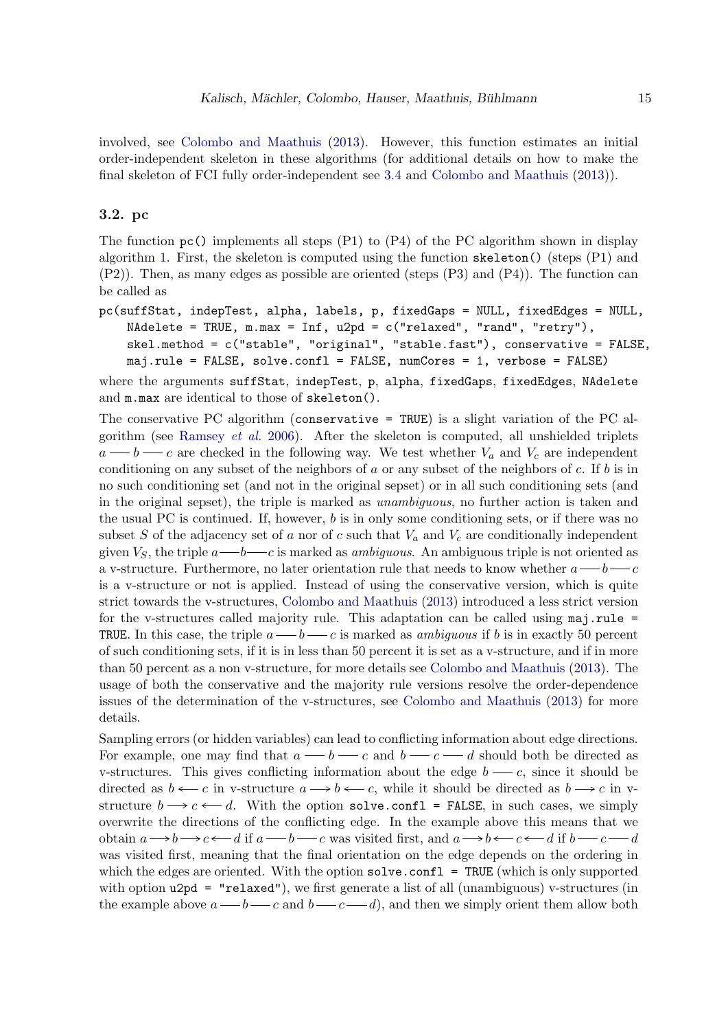involved, see Colombo and Maathuis (2013). However, this function estimates an initial order-independent skeleton in these algorithms (for additional details on how to make the final skeleton of FCI fully order-independent see 3.4 and Colombo and Maathuis (2013)).

### 3.2. pc

The function `pc()` implements all steps (P1) to (P4) of the PC algorithm shown in display algorithm 1. First, the skeleton is computed using the function `skeleton()` (steps (P1) and (P2)). Then, as many edges as possible are oriented (steps (P3) and (P4)). The function can be called as

```
pc(suffStat, indepTest, alpha, labels, p, fixedGaps = NULL, fixedEdges = NULL,
    NAdelete = TRUE, m.max = Inf, u2pd = c("relaxed", "rand", "retry"),
    skel.method = c("stable", "original", "stable.fast"), conservative = FALSE,
    maj.rule = FALSE, solve.confl = FALSE, numCores = 1, verbose = FALSE)
```

where the arguments `suffStat`, `indepTest`, `p`, `alpha`, `fixedGaps`, `fixedEdges`, `NAdelete` and `m.max` are identical to those of `skeleton()`.

The conservative PC algorithm (`conservative = TRUE`) is a slight variation of the PC algorithm (see Ramsey *et al.* 2006). After the skeleton is computed, all unshielded triplets $a - b - c$ are checked in the following way. We test whether $V_a$ and $V_c$ are independent conditioning on any subset of the neighbors of $a$ or any subset of the neighbors of $c$. If $b$ is in no such conditioning set (and not in the original sepset) or in all such conditioning sets (and in the original sepset), the triple is marked as *unambiguous*, no further action is taken and the usual PC is continued. If, however, $b$ is in only some conditioning sets, or if there was no subset $S$ of the adjacency set of $a$ nor of $c$ such that $V_a$ and $V_c$ are conditionally independent given $V_S$, the triple $a - b - c$ is marked as *ambiguous*. An ambiguous triple is not oriented as a v-structure. Furthermore, no later orientation rule that needs to know whether $a - b - c$ is a v-structure or not is applied. Instead of using the conservative version, which is quite strict towards the v-structures, Colombo and Maathuis (2013) introduced a less strict version for the v-structures called majority rule. This adaptation can be called using `maj.rule = TRUE`. In this case, the triple $a - b - c$ is marked as *ambiguous* if $b$ is in exactly 50 percent of such conditioning sets, if it is in less than 50 percent it is set as a v-structure, and if in more than 50 percent as a non v-structure, for more details see Colombo and Maathuis (2013). The usage of both the conservative and the majority rule versions resolve the order-dependence issues of the determination of the v-structures, see Colombo and Maathuis (2013) for more details.

Sampling errors (or hidden variables) can lead to conflicting information about edge directions. For example, one may find that $a - b - c$ and $b - c - d$ should both be directed as v-structures. This gives conflicting information about the edge $b - c$, since it should be directed as $b \longleftarrow c$ in v-structure $a \longrightarrow b \longleftarrow c$, while it should be directed as $b \longrightarrow c$ in v-structure $b \longrightarrow c \longleftarrow d$. With the option `solve.confl = FALSE`, in such cases, we simply overwrite the directions of the conflicting edge. In the example above this means that we obtain $a \longrightarrow b \longrightarrow c \longleftarrow d$ if $a - b - c$ was visited first, and $a \longrightarrow b \longleftarrow c \longleftarrow d$ if $b - c - d$ was visited first, meaning that the final orientation on the edge depends on the ordering in which the edges are oriented. With the option `solve.confl = TRUE` (which is only supported with option `u2pd = "relaxed"`), we first generate a list of all (unambiguous) v-structures (in the example above $a - b - c$ and $b - c - d$), and then we simply orient them allow both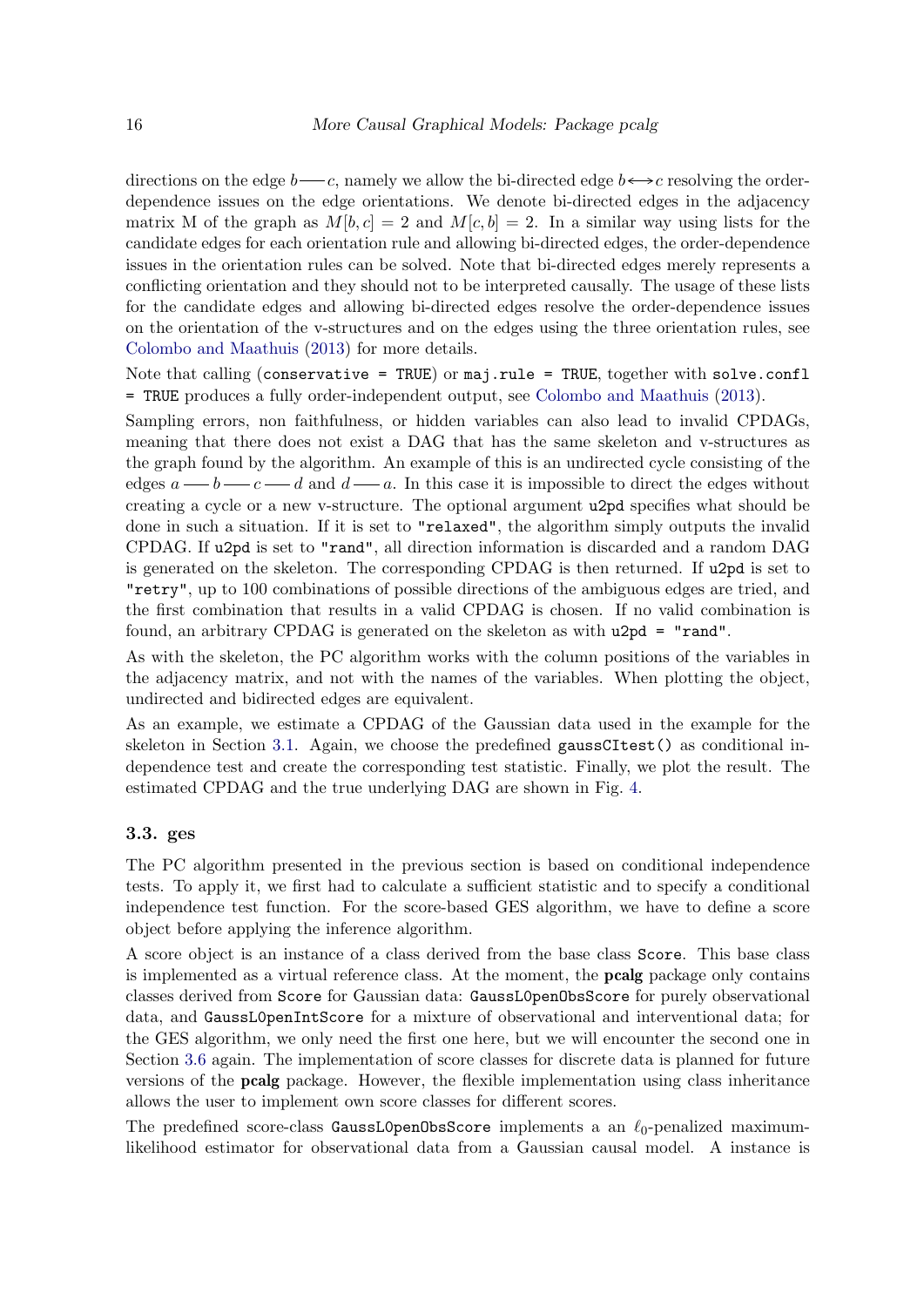directions on the edge $b — c$, namely we allow the bi-directed edge $b \longleftrightarrow c$ resolving the order-dependence issues on the edge orientations. We denote bi-directed edges in the adjacency matrix M of the graph as $M[b, c] = 2$ and $M[c, b] = 2$. In a similar way using lists for the candidate edges for each orientation rule and allowing bi-directed edges, the order-dependence issues in the orientation rules can be solved. Note that bi-directed edges merely represents a conflicting orientation and they should not to be interpreted causally. The usage of these lists for the candidate edges and allowing bi-directed edges resolve the order-dependence issues on the orientation of the v-structures and on the edges using the three orientation rules, see Colombo and Maathuis (2013) for more details.

Note that calling (`conservative = TRUE`) or `maj.rule = TRUE`, together with `solve.confl = TRUE` produces a fully order-independent output, see Colombo and Maathuis (2013).

Sampling errors, non faithfulness, or hidden variables can also lead to invalid CPDAGs, meaning that there does not exist a DAG that has the same skeleton and v-structures as the graph found by the algorithm. An example of this is an undirected cycle consisting of the edges $a — b — c — d$ and $d — a$. In this case it is impossible to direct the edges without creating a cycle or a new v-structure. The optional argument `u2pd` specifies what should be done in such a situation. If it is set to `"relaxed"`, the algorithm simply outputs the invalid CPDAG. If `u2pd` is set to `"rand"`, all direction information is discarded and a random DAG is generated on the skeleton. The corresponding CPDAG is then returned. If `u2pd` is set to `"retry"`, up to 100 combinations of possible directions of the ambiguous edges are tried, and the first combination that results in a valid CPDAG is chosen. If no valid combination is found, an arbitrary CPDAG is generated on the skeleton as with `u2pd = "rand"`.

As with the skeleton, the PC algorithm works with the column positions of the variables in the adjacency matrix, and not with the names of the variables. When plotting the object, undirected and bidirected edges are equivalent.

As an example, we estimate a CPDAG of the Gaussian data used in the example for the skeleton in Section 3.1. Again, we choose the predefined `gaussCItest()` as conditional independence test and create the corresponding test statistic. Finally, we plot the result. The estimated CPDAG and the true underlying DAG are shown in Fig. 4.

### 3.3. ges

The PC algorithm presented in the previous section is based on conditional independence tests. To apply it, we first had to calculate a sufficient statistic and to specify a conditional independence test function. For the score-based GES algorithm, we have to define a score object before applying the inference algorithm.

A score object is an instance of a class derived from the base class `Score`. This base class is implemented as a virtual reference class. At the moment, the **pcalg** package only contains classes derived from `Score` for Gaussian data: `GaussL0penObsScore` for purely observational data, and `GaussL0penIntScore` for a mixture of observational and interventional data; for the GES algorithm, we only need the first one here, but we will encounter the second one in Section 3.6 again. The implementation of score classes for discrete data is planned for future versions of the **pcalg** package. However, the flexible implementation using class inheritance allows the user to implement own score classes for different scores.

The predefined score-class `GaussL0penObsScore` implements a an $\ell_0$-penalized maximum-likelihood estimator for observational data from a Gaussian causal model. A instance is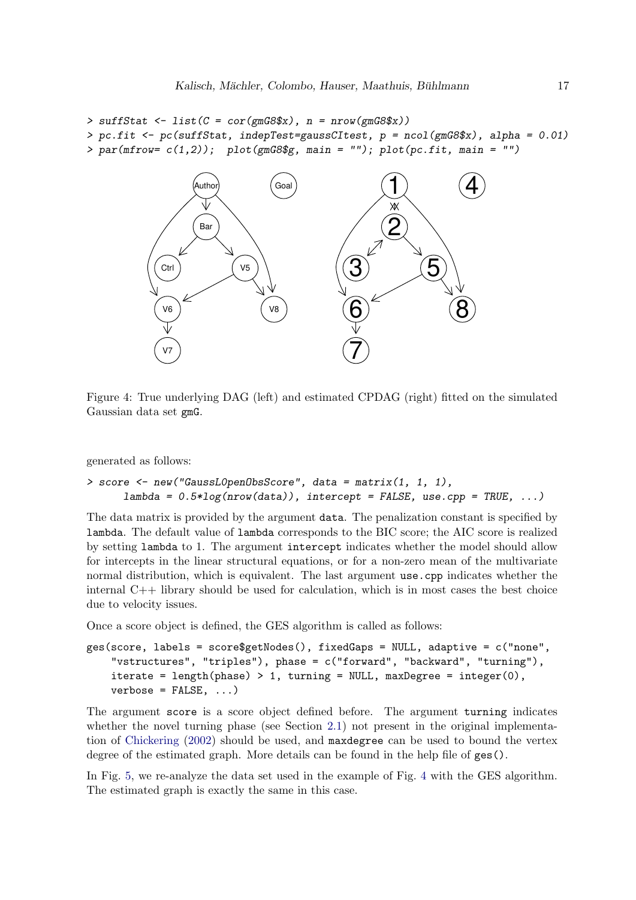```
> suffStat <- list(C = cor(gmG8$x), n = nrow(gmG8$x))
> pc.fit <- pc(suffStat, indepTest=gaussCItest, p = ncol(gmG8$x), alpha = 0.01)
> par(mfrow= c(1,2));  plot(gmG8$g, main = ""); plot(pc.fit, main = "")
```

Figure 4: True underlying DAG (left) and estimated CPDAG (right) fitted on the simulated Gaussian data set `gmG`.

generated as follows:

```
> score <- new("GaussL0penObsScore", data = matrix(1, 1, 1),
      lambda = 0.5*log(nrow(data)), intercept = FALSE, use.cpp = TRUE, ...)
```

The data matrix is provided by the argument `data`. The penalization constant is specified by `lambda`. The default value of `lambda` corresponds to the BIC score; the AIC score is realized by setting `lambda` to 1. The argument `intercept` indicates whether the model should allow for intercepts in the linear structural equations, or for a non-zero mean of the multivariate normal distribution, which is equivalent. The last argument `use.cpp` indicates whether the internal C++ library should be used for calculation, which is in most cases the best choice due to velocity issues.

Once a score object is defined, the GES algorithm is called as follows:

```
ges(score, labels = score$getNodes(), fixedGaps = NULL, adaptive = c("none",
    "vstructures", "triples"), phase = c("forward", "backward", "turning"),
    iterate = length(phase) > 1, turning = NULL, maxDegree = integer(0),
    verbose = FALSE, ...)
```

The argument `score` is a score object defined before. The argument `turning` indicates whether the novel turning phase (see Section 2.1) not present in the original implementation of Chickering (2002) should be used, and `maxdegree` can be used to bound the vertex degree of the estimated graph. More details can be found in the help file of `ges()`.

In Fig. 5, we re-analyze the data set used in the example of Fig. 4 with the GES algorithm. The estimated graph is exactly the same in this case.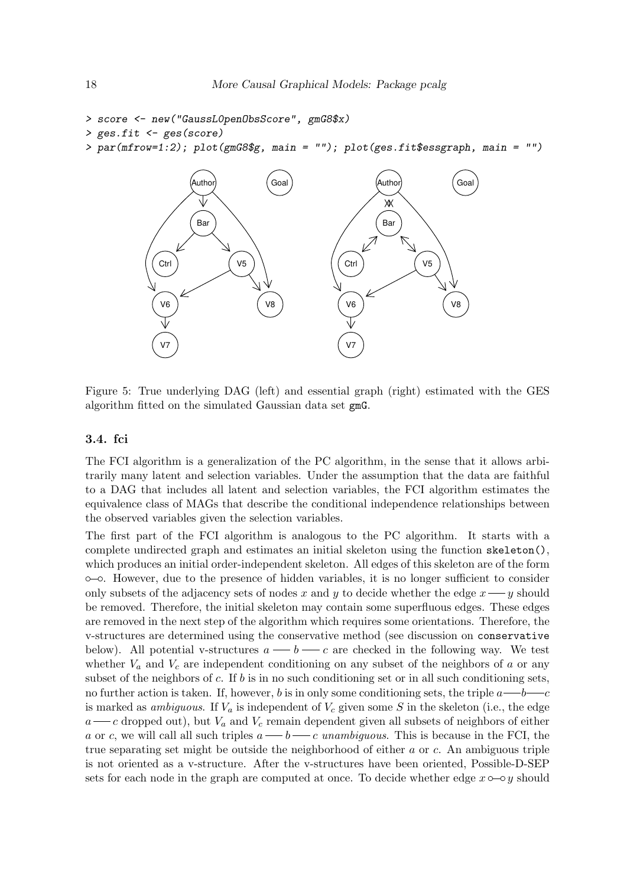```
> score <- new("GaussL0penObsScore", gmG8$x)
> ges.fit <- ges(score)
> par(mfrow=1:2); plot(gmG8$g, main = ""); plot(ges.fit$essgraph, main = "")
```

Figure 5: True underlying DAG (left) and essential graph (right) estimated with the GES algorithm fitted on the simulated Gaussian data set `gmG`.

### 3.4. fci

The FCI algorithm is a generalization of the PC algorithm, in the sense that it allows arbitrarily many latent and selection variables. Under the assumption that the data are faithful to a DAG that includes all latent and selection variables, the FCI algorithm estimates the equivalence class of MAGs that describe the conditional independence relationships between the observed variables given the selection variables.

The first part of the FCI algorithm is analogous to the PC algorithm. It starts with a complete undirected graph and estimates an initial skeleton using the function `skeleton()`, which produces an initial order-independent skeleton. All edges of this skeleton are of the form ∘–∘. However, due to the presence of hidden variables, it is no longer sufficient to consider only subsets of the adjacency sets of nodes $x$ and $y$ to decide whether the edge $x - y$ should be removed. Therefore, the initial skeleton may contain some superfluous edges. These edges are removed in the next step of the algorithm which requires some orientations. Therefore, the v-structures are determined using the conservative method (see discussion on `conservative` below). All potential v-structures $a - b - c$ are checked in the following way. We test whether $V_a$ and $V_c$ are independent conditioning on any subset of the neighbors of $a$ or any subset of the neighbors of $c$. If $b$ is in no such conditioning set or in all such conditioning sets, no further action is taken. If, however, $b$ is in only some conditioning sets, the triple $a - b - c$ is marked as *ambiguous*. If $V_a$ is independent of $V_c$ given some $S$ in the skeleton (i.e., the edge $a - c$ dropped out), but $V_a$ and $V_c$ remain dependent given all subsets of neighbors of either $a$ or $c$, we will call all such triples $a - b - c$ *unambiguous*. This is because in the FCI, the true separating set might be outside the neighborhood of either $a$ or $c$. An ambiguous triple is not oriented as a v-structure. After the v-structures have been oriented, Possible-D-SEP sets for each node in the graph are computed at once. To decide whether edge $x$ ∘–∘ $y$ should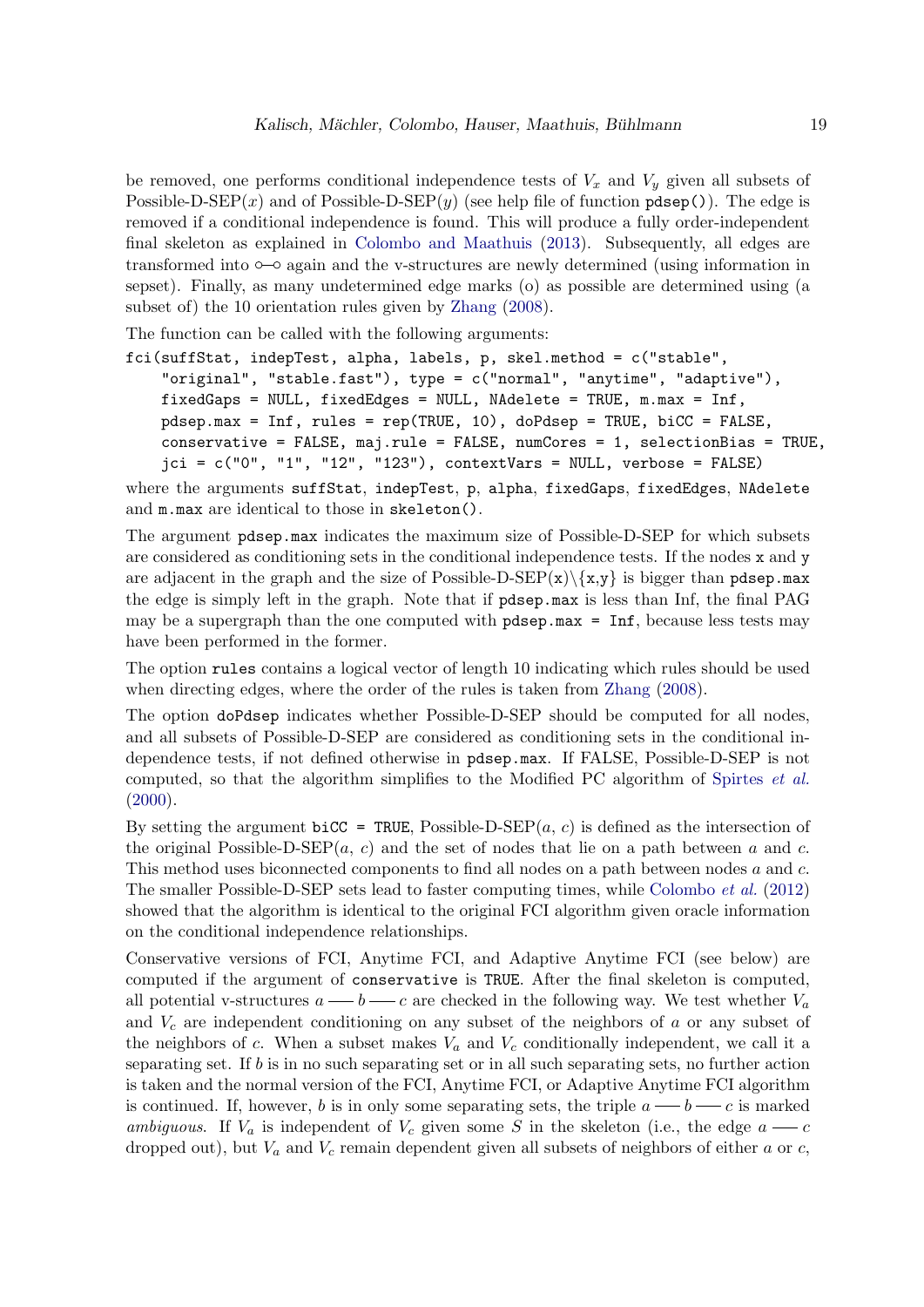be removed, one performs conditional independence tests of $V_x$ and $V_y$ given all subsets of Possible-D-SEP$(x)$ and of Possible-D-SEP$(y)$ (see help file of function `pdsep()`). The edge is removed if a conditional independence is found. This will produce a fully order-independent final skeleton as explained in Colombo and Maathuis (2013). Subsequently, all edges are transformed into $\circ\!\!-\!\!\circ$ again and the v-structures are newly determined (using information in sepset). Finally, as many undetermined edge marks (o) as possible are determined using (a subset of) the 10 orientation rules given by Zhang (2008).

The function can be called with the following arguments:

```
fci(suffStat, indepTest, alpha, labels, p, skel.method = c("stable",
    "original", "stable.fast"), type = c("normal", "anytime", "adaptive"),
    fixedGaps = NULL, fixedEdges = NULL, NAdelete = TRUE, m.max = Inf,
    pdsep.max = Inf, rules = rep(TRUE, 10), doPdsep = TRUE, biCC = FALSE,
    conservative = FALSE, maj.rule = FALSE, numCores = 1, selectionBias = TRUE,
    jci = c("0", "1", "12", "123"), contextVars = NULL, verbose = FALSE)
```

where the arguments `suffStat`, `indepTest`, `p`, `alpha`, `fixedGaps`, `fixedEdges`, `NAdelete` and `m.max` are identical to those in `skeleton()`.

The argument `pdsep.max` indicates the maximum size of Possible-D-SEP for which subsets are considered as conditioning sets in the conditional independence tests. If the nodes `x` and `y` are adjacent in the graph and the size of Possible-D-SEP(`x`)$\setminus${`x`,`y`} is bigger than `pdsep.max` the edge is simply left in the graph. Note that if `pdsep.max` is less than Inf, the final PAG may be a supergraph than the one computed with `pdsep.max = Inf`, because less tests may have been performed in the former.

The option `rules` contains a logical vector of length 10 indicating which rules should be used when directing edges, where the order of the rules is taken from Zhang (2008).

The option `doPdsep` indicates whether Possible-D-SEP should be computed for all nodes, and all subsets of Possible-D-SEP are considered as conditioning sets in the conditional independence tests, if not defined otherwise in `pdsep.max`. If FALSE, Possible-D-SEP is not computed, so that the algorithm simplifies to the Modified PC algorithm of Spirtes *et al.* (2000).

By setting the argument `biCC = TRUE`, Possible-D-SEP$(a, c)$ is defined as the intersection of the original Possible-D-SEP$(a, c)$ and the set of nodes that lie on a path between $a$ and $c$. This method uses biconnected components to find all nodes on a path between nodes $a$ and $c$. The smaller Possible-D-SEP sets lead to faster computing times, while Colombo *et al.* (2012) showed that the algorithm is identical to the original FCI algorithm given oracle information on the conditional independence relationships.

Conservative versions of FCI, Anytime FCI, and Adaptive Anytime FCI (see below) are computed if the argument of `conservative` is `TRUE`. After the final skeleton is computed, all potential v-structures $a - b - c$ are checked in the following way. We test whether $V_a$ and $V_c$ are independent conditioning on any subset of the neighbors of $a$ or any subset of the neighbors of $c$. When a subset makes $V_a$ and $V_c$ conditionally independent, we call it a separating set. If $b$ is in no such separating set or in all such separating sets, no further action is taken and the normal version of the FCI, Anytime FCI, or Adaptive Anytime FCI algorithm is continued. If, however, $b$ is in only some separating sets, the triple $a - b - c$ is marked *ambiguous*. If $V_a$ is independent of $V_c$ given some $S$ in the skeleton (i.e., the edge $a - c$ dropped out), but $V_a$ and $V_c$ remain dependent given all subsets of neighbors of either $a$ or $c$,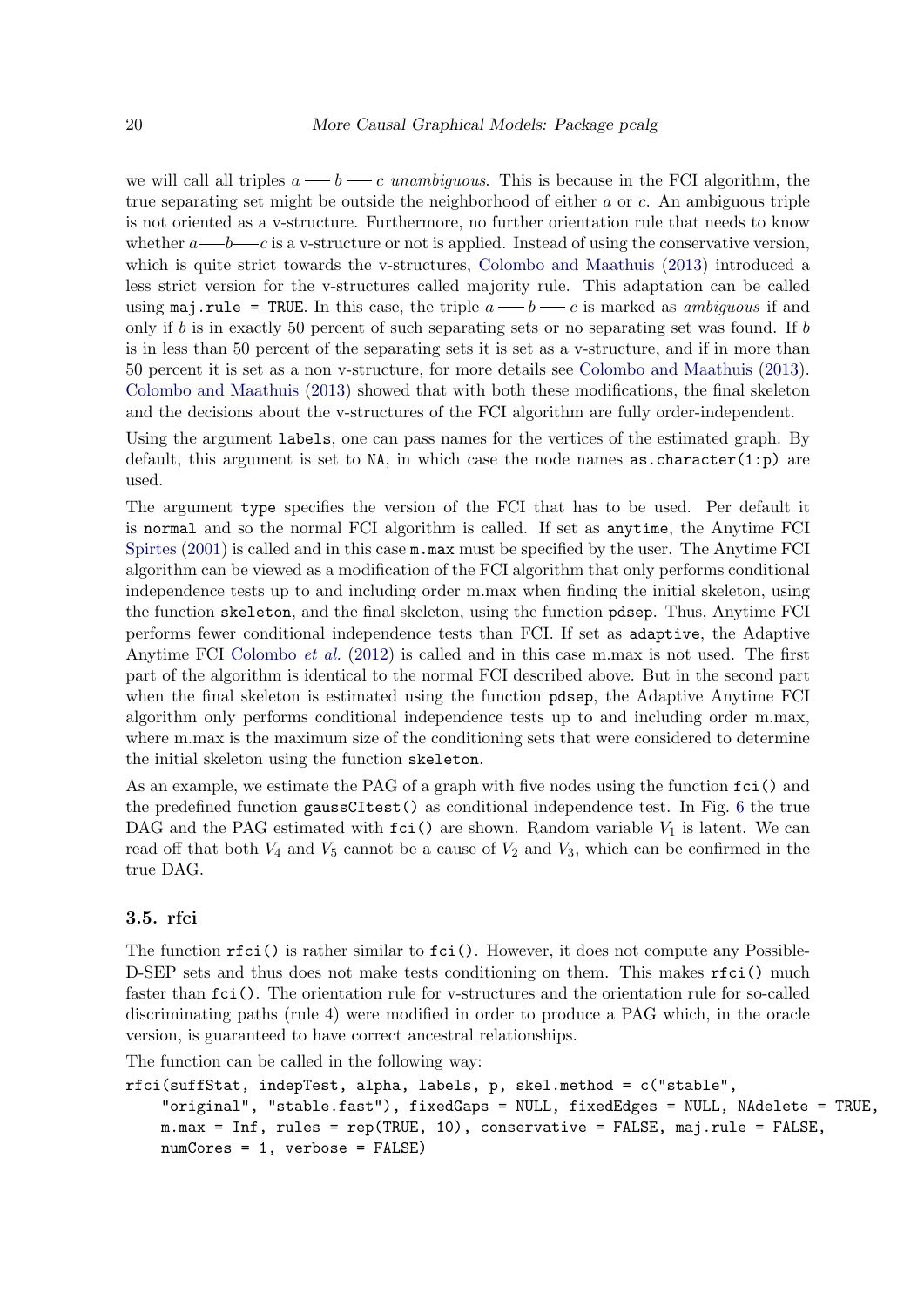we will call all triples $a — b — c$ *unambiguous*. This is because in the FCI algorithm, the true separating set might be outside the neighborhood of either $a$ or $c$. An ambiguous triple is not oriented as a v-structure. Furthermore, no further orientation rule that needs to know whether $a — b — c$ is a v-structure or not is applied. Instead of using the conservative version, which is quite strict towards the v-structures, Colombo and Maathuis (2013) introduced a less strict version for the v-structures called majority rule. This adaptation can be called using `maj.rule = TRUE`. In this case, the triple $a — b — c$ is marked as *ambiguous* if and only if $b$ is in exactly 50 percent of such separating sets or no separating set was found. If $b$ is in less than 50 percent of the separating sets it is set as a v-structure, and if in more than 50 percent it is set as a non v-structure, for more details see Colombo and Maathuis (2013). Colombo and Maathuis (2013) showed that with both these modifications, the final skeleton and the decisions about the v-structures of the FCI algorithm are fully order-independent.

Using the argument `labels`, one can pass names for the vertices of the estimated graph. By default, this argument is set to `NA`, in which case the node names `as.character(1:p)` are used.

The argument `type` specifies the version of the FCI that has to be used. Per default it is `normal` and so the normal FCI algorithm is called. If set as `anytime`, the Anytime FCI Spirtes (2001) is called and in this case `m.max` must be specified by the user. The Anytime FCI algorithm can be viewed as a modification of the FCI algorithm that only performs conditional independence tests up to and including order m.max when finding the initial skeleton, using the function `skeleton`, and the final skeleton, using the function `pdsep`. Thus, Anytime FCI performs fewer conditional independence tests than FCI. If set as `adaptive`, the Adaptive Anytime FCI Colombo *et al.* (2012) is called and in this case m.max is not used. The first part of the algorithm is identical to the normal FCI described above. But in the second part when the final skeleton is estimated using the function `pdsep`, the Adaptive Anytime FCI algorithm only performs conditional independence tests up to and including order m.max, where m.max is the maximum size of the conditioning sets that were considered to determine the initial skeleton using the function `skeleton`.

As an example, we estimate the PAG of a graph with five nodes using the function `fci()` and the predefined function `gaussCItest()` as conditional independence test. In Fig. 6 the true DAG and the PAG estimated with `fci()` are shown. Random variable $V_1$ is latent. We can read off that both $V_4$ and $V_5$ cannot be a cause of $V_2$ and $V_3$, which can be confirmed in the true DAG.

### 3.5. rfci

The function `rfci()` is rather similar to `fci()`. However, it does not compute any Possible-D-SEP sets and thus does not make tests conditioning on them. This makes `rfci()` much faster than `fci()`. The orientation rule for v-structures and the orientation rule for so-called discriminating paths (rule 4) were modified in order to produce a PAG which, in the oracle version, is guaranteed to have correct ancestral relationships.

The function can be called in the following way:

```
rfci(suffStat, indepTest, alpha, labels, p, skel.method = c("stable",
    "original", "stable.fast"), fixedGaps = NULL, fixedEdges = NULL, NAdelete = TRUE,
    m.max = Inf, rules = rep(TRUE, 10), conservative = FALSE, maj.rule = FALSE,
    numCores = 1, verbose = FALSE)
```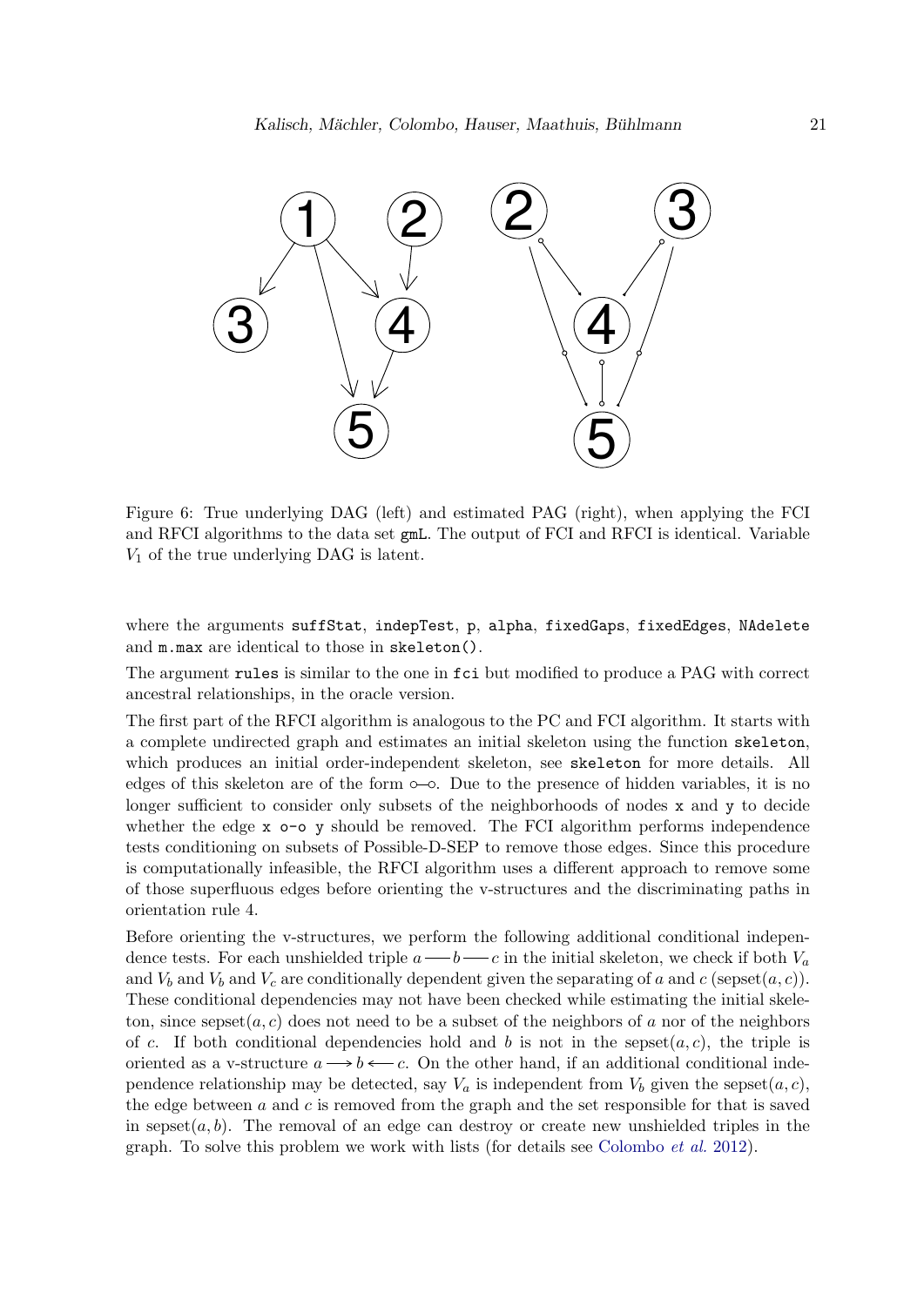Figure 6: True underlying DAG (left) and estimated PAG (right), when applying the FCI and RFCI algorithms to the data set `gmL`. The output of FCI and RFCI is identical. Variable $V_1$ of the true underlying DAG is latent.

where the arguments `suffStat`, `indepTest`, `p`, `alpha`, `fixedGaps`, `fixedEdges`, `NAdelete` and `m.max` are identical to those in `skeleton()`.

The argument `rules` is similar to the one in `fci` but modified to produce a PAG with correct ancestral relationships, in the oracle version.

The first part of the RFCI algorithm is analogous to the PC and FCI algorithm. It starts with a complete undirected graph and estimates an initial skeleton using the function `skeleton`, which produces an initial order-independent skeleton, see `skeleton` for more details. All edges of this skeleton are of the form $\circ\!\!-\!\!\circ$. Due to the presence of hidden variables, it is no longer sufficient to consider only subsets of the neighborhoods of nodes `x` and `y` to decide whether the edge `x o-o y` should be removed. The FCI algorithm performs independence tests conditioning on subsets of Possible-D-SEP to remove those edges. Since this procedure is computationally infeasible, the RFCI algorithm uses a different approach to remove some of those superfluous edges before orienting the v-structures and the discriminating paths in orientation rule 4.

Before orienting the v-structures, we perform the following additional conditional independence tests. For each unshielded triple $a - b - c$ in the initial skeleton, we check if both $V_a$ and $V_b$ and $V_b$ and $V_c$ are conditionally dependent given the separating of $a$ and $c$ (sepset$(a, c)$). These conditional dependencies may not have been checked while estimating the initial skeleton, since sepset$(a, c)$ does not need to be a subset of the neighbors of $a$ nor of the neighbors of $c$. If both conditional dependencies hold and $b$ is not in the sepset$(a, c)$, the triple is oriented as a v-structure $a \longrightarrow b \longleftarrow c$. On the other hand, if an additional conditional independence relationship may be detected, say $V_a$ is independent from $V_b$ given the sepset$(a, c)$, the edge between $a$ and $c$ is removed from the graph and the set responsible for that is saved in sepset$(a, b)$. The removal of an edge can destroy or create new unshielded triples in the graph. To solve this problem we work with lists (for details see Colombo *et al.* 2012).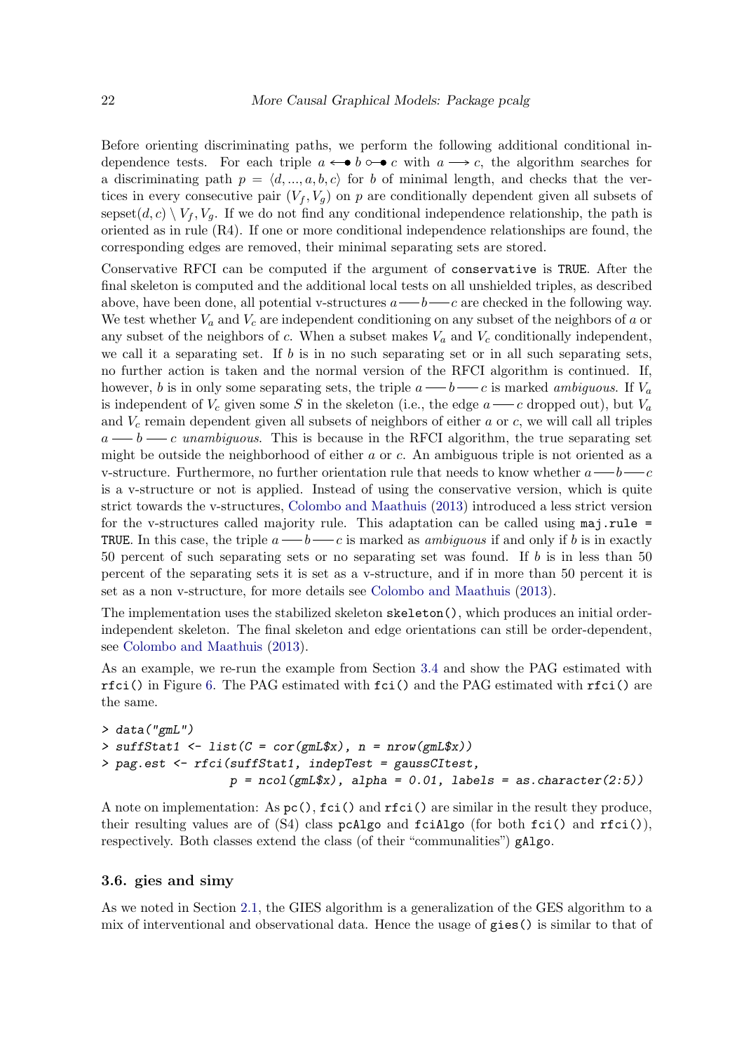Before orienting discriminating paths, we perform the following additional conditional independence tests. For each triple $a \leftarrow\!\!\bullet\, b \circ\!\!\!-\!\!\bullet\, c$ with $a \longrightarrow c$, the algorithm searches for a discriminating path $p = \langle d, ..., a, b, c \rangle$ for $b$ of minimal length, and checks that the vertices in every consecutive pair $(V_f, V_g)$ on $p$ are conditionally dependent given all subsets of $\text{sepset}(d, c) \setminus V_f, V_g$. If we do not find any conditional independence relationship, the path is oriented as in rule (R4). If one or more conditional independence relationships are found, the corresponding edges are removed, their minimal separating sets are stored.

Conservative RFCI can be computed if the argument of `conservative` is `TRUE`. After the final skeleton is computed and the additional local tests on all unshielded triples, as described above, have been done, all potential v-structures $a — b — c$ are checked in the following way. We test whether $V_a$ and $V_c$ are independent conditioning on any subset of the neighbors of $a$ or any subset of the neighbors of $c$. When a subset makes $V_a$ and $V_c$ conditionally independent, we call it a separating set. If $b$ is in no such separating set or in all such separating sets, no further action is taken and the normal version of the RFCI algorithm is continued. If, however, $b$ is in only some separating sets, the triple $a — b — c$ is marked *ambiguous*. If $V_a$ is independent of $V_c$ given some $S$ in the skeleton (i.e., the edge $a — c$ dropped out), but $V_a$ and $V_c$ remain dependent given all subsets of neighbors of either $a$ or $c$, we will call all triples $a — b — c$ *unambiguous*. This is because in the RFCI algorithm, the true separating set might be outside the neighborhood of either $a$ or $c$. An ambiguous triple is not oriented as a v-structure. Furthermore, no further orientation rule that needs to know whether $a — b — c$ is a v-structure or not is applied. Instead of using the conservative version, which is quite strict towards the v-structures, Colombo and Maathuis (2013) introduced a less strict version for the v-structures called majority rule. This adaptation can be called using `maj.rule = TRUE`. In this case, the triple $a — b — c$ is marked as *ambiguous* if and only if $b$ is in exactly 50 percent of such separating sets or no separating set was found. If $b$ is in less than 50 percent of the separating sets it is set as a v-structure, and if in more than 50 percent it is set as a non v-structure, for more details see Colombo and Maathuis (2013).

The implementation uses the stabilized skeleton `skeleton()`, which produces an initial order-independent skeleton. The final skeleton and edge orientations can still be order-dependent, see Colombo and Maathuis (2013).

As an example, we re-run the example from Section 3.4 and show the PAG estimated with `rfci()` in Figure 6. The PAG estimated with `fci()` and the PAG estimated with `rfci()` are the same.

```
> data("gmL")
> suffStat1 <- list(C = cor(gmL$x), n = nrow(gmL$x))
> pag.est <- rfci(suffStat1, indepTest = gaussCItest,
                  p = ncol(gmL$x), alpha = 0.01, labels = as.character(2:5))
```

A note on implementation: As `pc()`, `fci()` and `rfci()` are similar in the result they produce, their resulting values are of (S4) class `pcAlgo` and `fciAlgo` (for both `fci()` and `rfci()`), respectively. Both classes extend the class (of their "communalities") `gAlgo`.

### 3.6. gies and simy

As we noted in Section 2.1, the GIES algorithm is a generalization of the GES algorithm to a mix of interventional and observational data. Hence the usage of `gies()` is similar to that of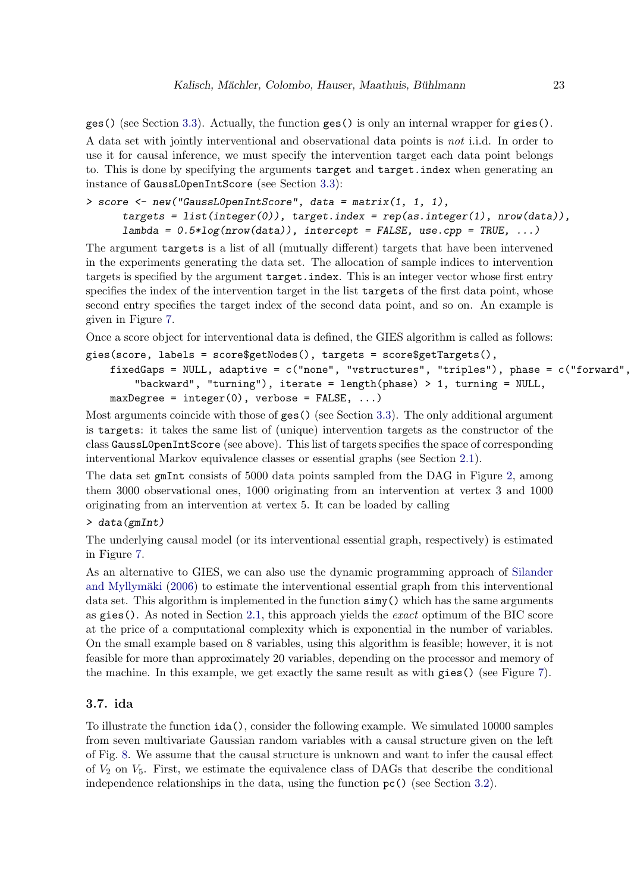ges() (see Section 3.3). Actually, the function ges() is only an internal wrapper for gies().

A data set with jointly interventional and observational data points is *not* i.i.d. In order to use it for causal inference, we must specify the intervention target each data point belongs to. This is done by specifying the arguments target and target.index when generating an instance of GaussL0penIntScore (see Section 3.3):

```
> score <- new("GaussL0penIntScore", data = matrix(1, 1, 1),
      targets = list(integer(0)), target.index = rep(as.integer(1), nrow(data)),
      lambda = 0.5*log(nrow(data)), intercept = FALSE, use.cpp = TRUE, ...)
```

The argument targets is a list of all (mutually different) targets that have been intervened in the experiments generating the data set. The allocation of sample indices to intervention targets is specified by the argument target.index. This is an integer vector whose first entry specifies the index of the intervention target in the list targets of the first data point, whose second entry specifies the target index of the second data point, and so on. An example is given in Figure 7.

Once a score object for interventional data is defined, the GIES algorithm is called as follows:

```
gies(score, labels = score$getNodes(), targets = score$getTargets(),
    fixedGaps = NULL, adaptive = c("none", "vstructures", "triples"), phase = c("forward",
        "backward", "turning"), iterate = length(phase) > 1, turning = NULL,
    maxDegree = integer(0), verbose = FALSE, ...)
```

Most arguments coincide with those of ges() (see Section 3.3). The only additional argument is targets: it takes the same list of (unique) intervention targets as the constructor of the class GaussL0penIntScore (see above). This list of targets specifies the space of corresponding interventional Markov equivalence classes or essential graphs (see Section 2.1).

The data set gmInt consists of 5000 data points sampled from the DAG in Figure 2, among them 3000 observational ones, 1000 originating from an intervention at vertex 3 and 1000 originating from an intervention at vertex 5. It can be loaded by calling

```
> data(gmInt)
```

The underlying causal model (or its interventional essential graph, respectively) is estimated in Figure 7.

As an alternative to GIES, we can also use the dynamic programming approach of Silander and Myllymäki (2006) to estimate the interventional essential graph from this interventional data set. This algorithm is implemented in the function simy() which has the same arguments as gies(). As noted in Section 2.1, this approach yields the *exact* optimum of the BIC score at the price of a computational complexity which is exponential in the number of variables. On the small example based on 8 variables, using this algorithm is feasible; however, it is not feasible for more than approximately 20 variables, depending on the processor and memory of the machine. In this example, we get exactly the same result as with gies() (see Figure 7).

### 3.7. ida

To illustrate the function ida(), consider the following example. We simulated 10000 samples from seven multivariate Gaussian random variables with a causal structure given on the left of Fig. 8. We assume that the causal structure is unknown and want to infer the causal effect of $V_2$ on $V_5$. First, we estimate the equivalence class of DAGs that describe the conditional independence relationships in the data, using the function pc() (see Section 3.2).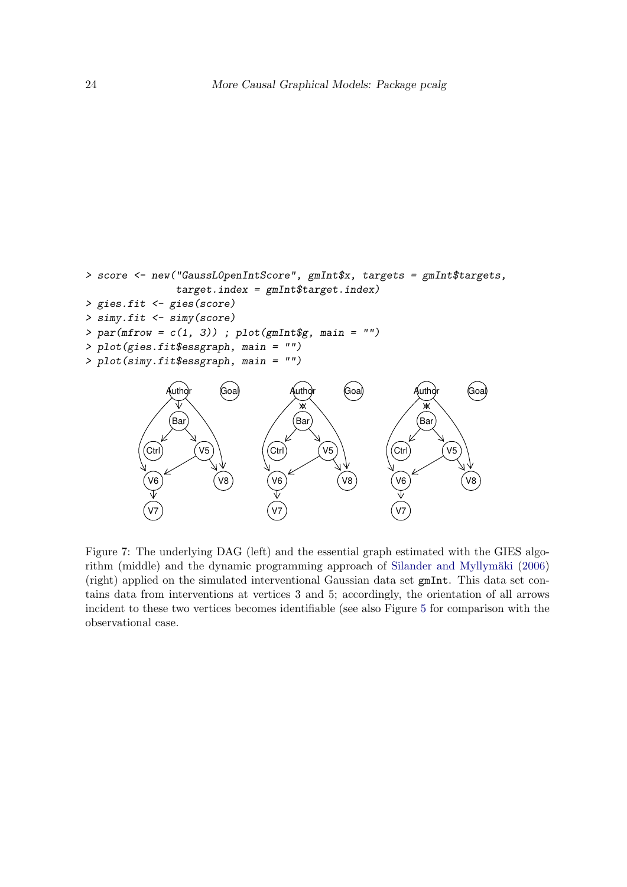```
> score <- new("GaussL0penIntScore", gmInt$x, targets = gmInt$targets,
              target.index = gmInt$target.index)
> gies.fit <- gies(score)
> simy.fit <- simy(score)
> par(mfrow = c(1, 3)) ; plot(gmInt$g, main = "")
> plot(gies.fit$essgraph, main = "")
> plot(simy.fit$essgraph, main = "")
```

Figure 7: The underlying DAG (left) and the essential graph estimated with the GIES algorithm (middle) and the dynamic programming approach of Silander and Myllymäki (2006) (right) applied on the simulated interventional Gaussian data set `gmInt`. This data set contains data from interventions at vertices 3 and 5; accordingly, the orientation of all arrows incident to these two vertices becomes identifiable (see also Figure 5 for comparison with the observational case.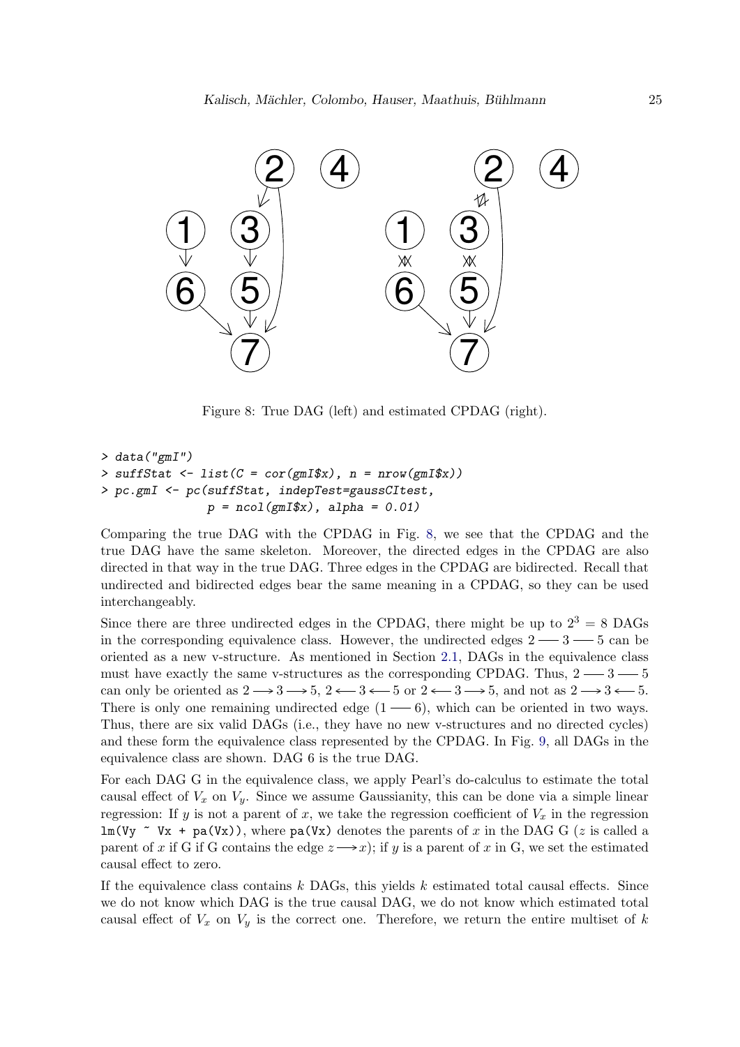Figure 8: True DAG (left) and estimated CPDAG (right).

```
> data("gmI")
> suffStat <- list(C = cor(gmI$x), n = nrow(gmI$x))
> pc.gmI <- pc(suffStat, indepTest=gaussCItest,
               p = ncol(gmI$x), alpha = 0.01)
```

Comparing the true DAG with the CPDAG in Fig. 8, we see that the CPDAG and the true DAG have the same skeleton. Moreover, the directed edges in the CPDAG are also directed in that way in the true DAG. Three edges in the CPDAG are bidirected. Recall that undirected and bidirected edges bear the same meaning in a CPDAG, so they can be used interchangeably.

Since there are three undirected edges in the CPDAG, there might be up to $2^3 = 8$ DAGs in the corresponding equivalence class. However, the undirected edges $2 — 3 — 5$ can be oriented as a new v-structure. As mentioned in Section 2.1, DAGs in the equivalence class must have exactly the same v-structures as the corresponding CPDAG. Thus, $2 — 3 — 5$ can only be oriented as $2 \longrightarrow 3 \longrightarrow 5$, $2 \longleftarrow 3 \longleftarrow 5$ or $2 \longleftarrow 3 \longrightarrow 5$, and not as $2 \longrightarrow 3 \longleftarrow 5$. There is only one remaining undirected edge $(1 — 6)$, which can be oriented in two ways. Thus, there are six valid DAGs (i.e., they have no new v-structures and no directed cycles) and these form the equivalence class represented by the CPDAG. In Fig. 9, all DAGs in the equivalence class are shown. DAG 6 is the true DAG.

For each DAG G in the equivalence class, we apply Pearl's do-calculus to estimate the total causal effect of $V_x$ on $V_y$. Since we assume Gaussianity, this can be done via a simple linear regression: If $y$ is not a parent of $x$, we take the regression coefficient of $V_x$ in the regression `lm(Vy ~ Vx + pa(Vx))`, where `pa(Vx)` denotes the parents of $x$ in the DAG G ($z$ is called a parent of $x$ if G if G contains the edge $z \longrightarrow x$); if $y$ is a parent of $x$ in G, we set the estimated causal effect to zero.

If the equivalence class contains $k$ DAGs, this yields $k$ estimated total causal effects. Since we do not know which DAG is the true causal DAG, we do not know which estimated total causal effect of $V_x$ on $V_y$ is the correct one. Therefore, we return the entire multiset of $k$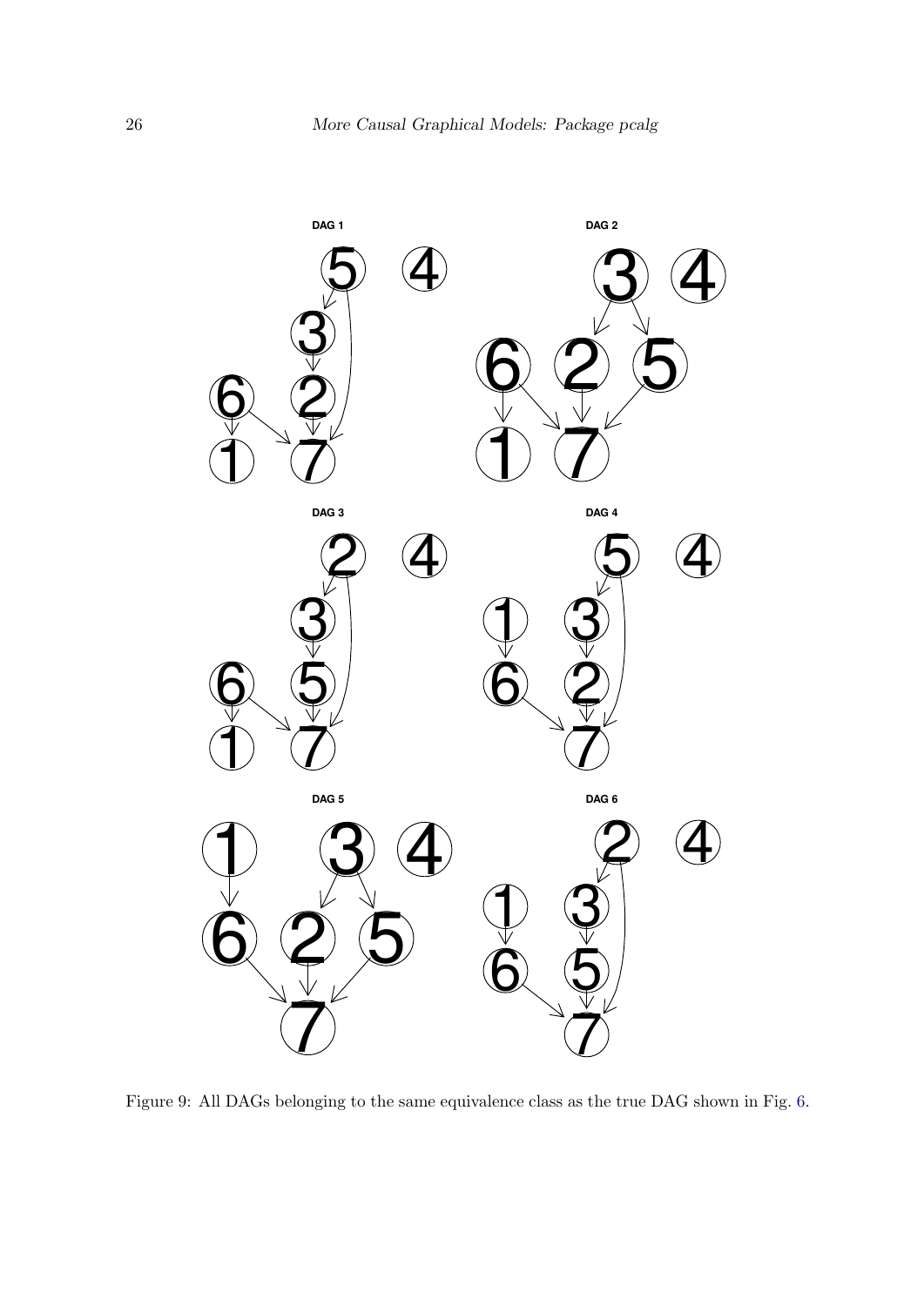Figure 9: All DAGs belonging to the same equivalence class as the true DAG shown in Fig. 6.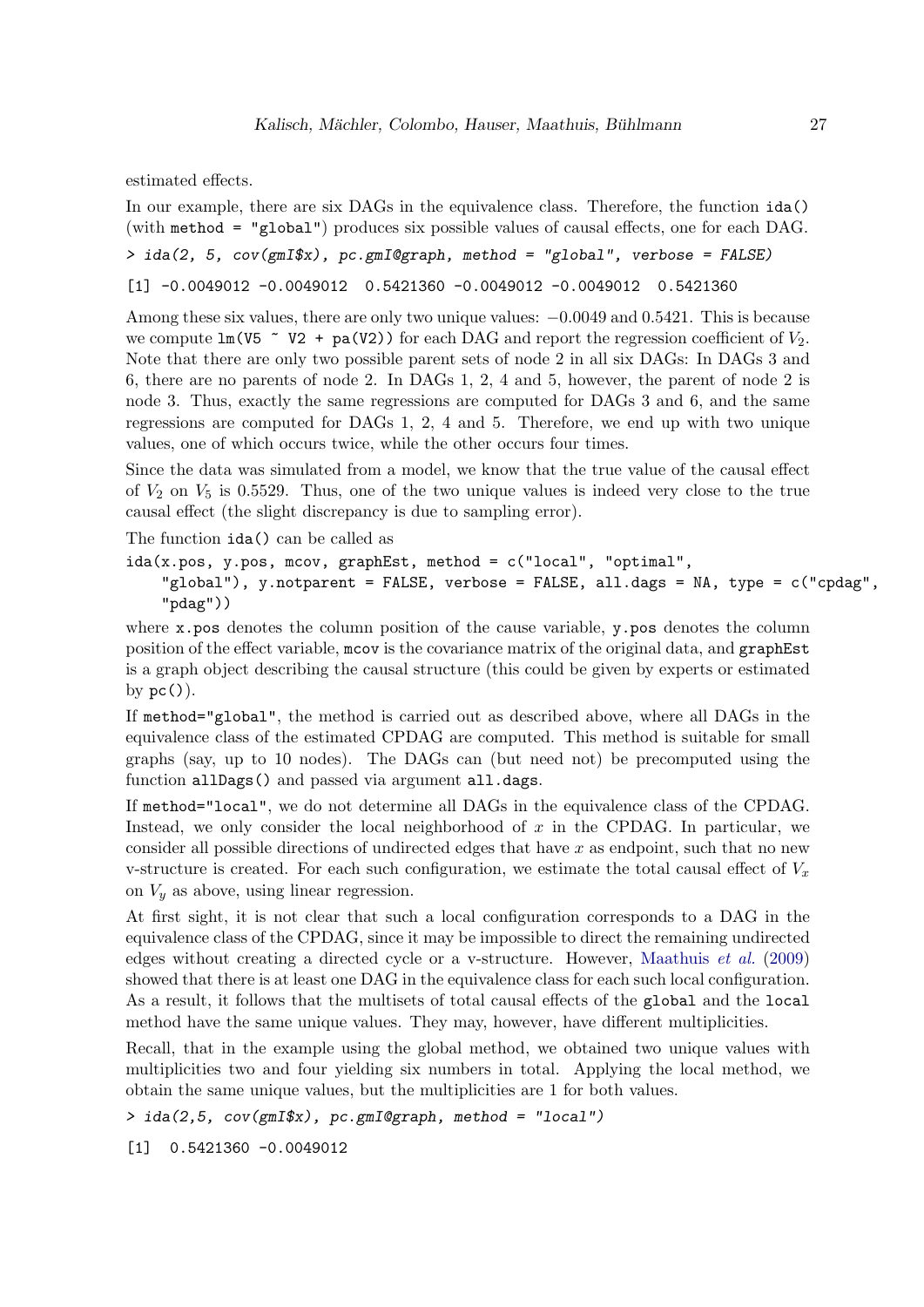estimated effects.

In our example, there are six DAGs in the equivalence class. Therefore, the function `ida()` (with `method = "global"`) produces six possible values of causal effects, one for each DAG.

```
> ida(2, 5, cov(gmI$x), pc.gmI@graph, method = "global", verbose = FALSE)

[1] -0.0049012 -0.0049012  0.5421360 -0.0049012 -0.0049012  0.5421360
```

Among these six values, there are only two unique values: $-0.0049$ and $0.5421$. This is because we compute `lm(V5 ~ V2 + pa(V2))` for each DAG and report the regression coefficient of $V_2$. Note that there are only two possible parent sets of node 2 in all six DAGs: In DAGs 3 and 6, there are no parents of node 2. In DAGs 1, 2, 4 and 5, however, the parent of node 2 is node 3. Thus, exactly the same regressions are computed for DAGs 3 and 6, and the same regressions are computed for DAGs 1, 2, 4 and 5. Therefore, we end up with two unique values, one of which occurs twice, while the other occurs four times.

Since the data was simulated from a model, we know that the true value of the causal effect of $V_2$ on $V_5$ is 0.5529. Thus, one of the two unique values is indeed very close to the true causal effect (the slight discrepancy is due to sampling error).

The function `ida()` can be called as

```
ida(x.pos, y.pos, mcov, graphEst, method = c("local", "optimal",
    "global"), y.notparent = FALSE, verbose = FALSE, all.dags = NA, type = c("cpdag",
    "pdag"))
```

where `x.pos` denotes the column position of the cause variable, `y.pos` denotes the column position of the effect variable, `mcov` is the covariance matrix of the original data, and `graphEst` is a graph object describing the causal structure (this could be given by experts or estimated by `pc()`).

If `method="global"`, the method is carried out as described above, where all DAGs in the equivalence class of the estimated CPDAG are computed. This method is suitable for small graphs (say, up to 10 nodes). The DAGs can (but need not) be precomputed using the function `allDags()` and passed via argument `all.dags`.

If `method="local"`, we do not determine all DAGs in the equivalence class of the CPDAG. Instead, we only consider the local neighborhood of $x$ in the CPDAG. In particular, we consider all possible directions of undirected edges that have $x$ as endpoint, such that no new v-structure is created. For each such configuration, we estimate the total causal effect of $V_x$ on $V_y$ as above, using linear regression.

At first sight, it is not clear that such a local configuration corresponds to a DAG in the equivalence class of the CPDAG, since it may be impossible to direct the remaining undirected edges without creating a directed cycle or a v-structure. However, Maathuis *et al.* (2009) showed that there is at least one DAG in the equivalence class for each such local configuration. As a result, it follows that the multisets of total causal effects of the `global` and the `local` method have the same unique values. They may, however, have different multiplicities.

Recall, that in the example using the global method, we obtained two unique values with multiplicities two and four yielding six numbers in total. Applying the local method, we obtain the same unique values, but the multiplicities are 1 for both values.

```
> ida(2,5, cov(gmI$x), pc.gmI@graph, method = "local")

[1]  0.5421360 -0.0049012
```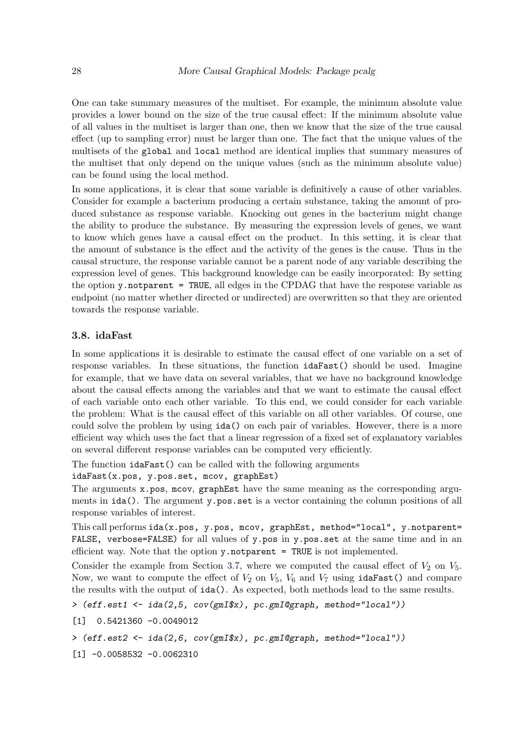One can take summary measures of the multiset. For example, the minimum absolute value provides a lower bound on the size of the true causal effect: If the minimum absolute value of all values in the multiset is larger than one, then we know that the size of the true causal effect (up to sampling error) must be larger than one. The fact that the unique values of the multisets of the `global` and `local` method are identical implies that summary measures of the multiset that only depend on the unique values (such as the minimum absolute value) can be found using the local method.

In some applications, it is clear that some variable is definitively a cause of other variables. Consider for example a bacterium producing a certain substance, taking the amount of produced substance as response variable. Knocking out genes in the bacterium might change the ability to produce the substance. By measuring the expression levels of genes, we want to know which genes have a causal effect on the product. In this setting, it is clear that the amount of substance is the effect and the activity of the genes is the cause. Thus in the causal structure, the response variable cannot be a parent node of any variable describing the expression level of genes. This background knowledge can be easily incorporated: By setting the option `y.notparent = TRUE`, all edges in the CPDAG that have the response variable as endpoint (no matter whether directed or undirected) are overwritten so that they are oriented towards the response variable.

### 3.8. idaFast

In some applications it is desirable to estimate the causal effect of one variable on a set of response variables. In these situations, the function `idaFast()` should be used. Imagine for example, that we have data on several variables, that we have no background knowledge about the causal effects among the variables and that we want to estimate the causal effect of each variable onto each other variable. To this end, we could consider for each variable the problem: What is the causal effect of this variable on all other variables. Of course, one could solve the problem by using `ida()` on each pair of variables. However, there is a more efficient way which uses the fact that a linear regression of a fixed set of explanatory variables on several different response variables can be computed very efficiently.

The function `idaFast()` can be called with the following arguments
`idaFast(x.pos, y.pos.set, mcov, graphEst)`

The arguments `x.pos`, `mcov`, `graphEst` have the same meaning as the corresponding arguments in `ida()`. The argument `y.pos.set` is a vector containing the column positions of all response variables of interest.

This call performs `ida(x.pos, y.pos, mcov, graphEst, method="local", y.notparent= FALSE, verbose=FALSE)` for all values of `y.pos` in `y.pos.set` at the same time and in an efficient way. Note that the option `y.notparent = TRUE` is not implemented.

Consider the example from Section 3.7, where we computed the causal effect of $V_2$ on $V_5$. Now, we want to compute the effect of $V_2$ on $V_5$, $V_6$ and $V_7$ using `idaFast()` and compare the results with the output of `ida()`. As expected, both methods lead to the same results.

```
> (eff.est1 <- ida(2,5, cov(gmI$x), pc.gmI@graph, method="local"))
[1]  0.5421360 -0.0049012
> (eff.est2 <- ida(2,6, cov(gmI$x), pc.gmI@graph, method="local"))
[1] -0.0058532 -0.0062310
```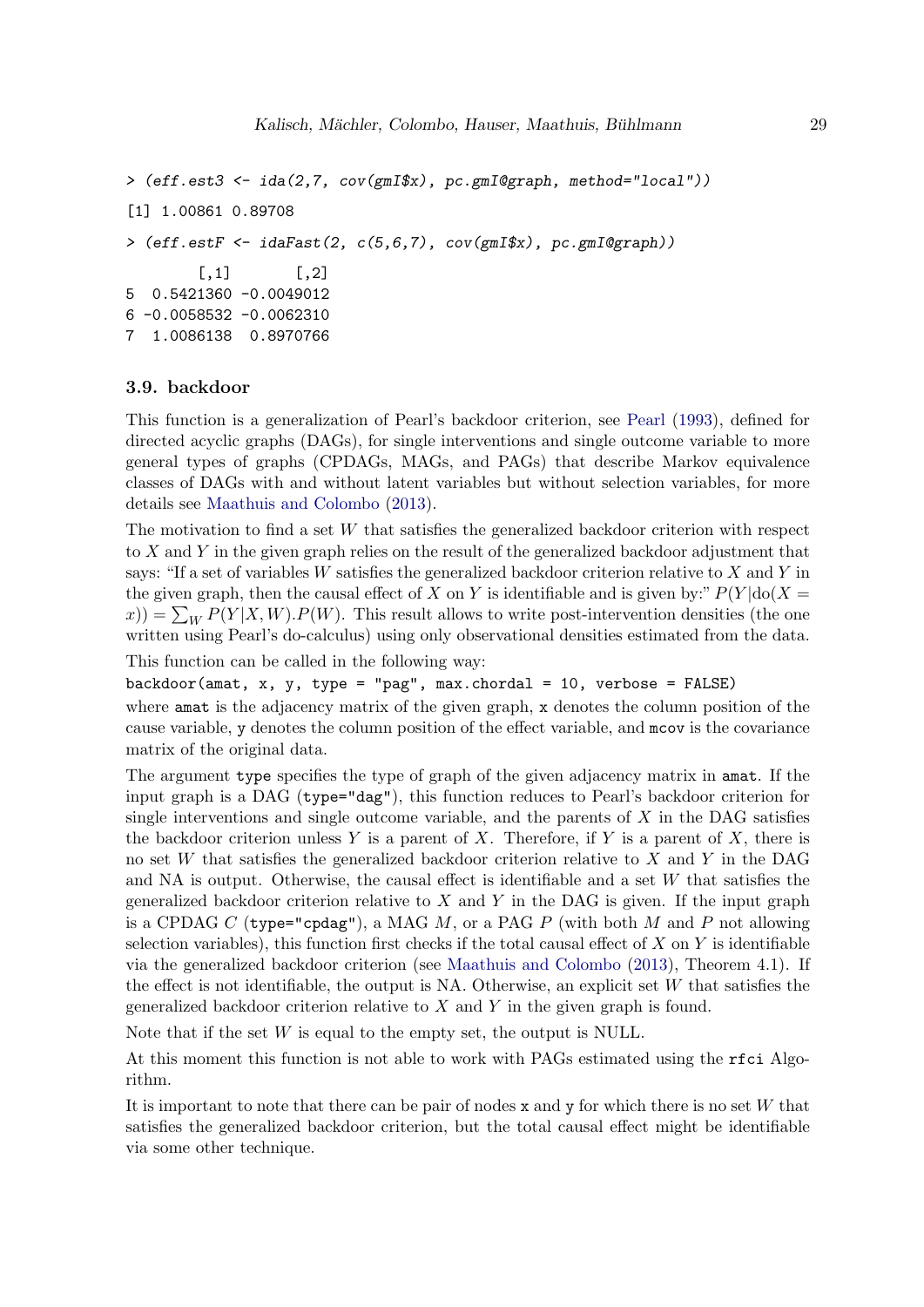```
> (eff.est3 <- ida(2,7, cov(gmI$x), pc.gmI@graph, method="local"))
[1] 1.00861 0.89708
> (eff.estF <- idaFast(2, c(5,6,7), cov(gmI$x), pc.gmI@graph))
        [,1]       [,2]
5  0.5421360 -0.0049012
6 -0.0058532 -0.0062310
7  1.0086138  0.8970766
```

### 3.9. backdoor

This function is a generalization of Pearl's backdoor criterion, see Pearl (1993), defined for directed acyclic graphs (DAGs), for single interventions and single outcome variable to more general types of graphs (CPDAGs, MAGs, and PAGs) that describe Markov equivalence classes of DAGs with and without latent variables but without selection variables, for more details see Maathuis and Colombo (2013).

The motivation to find a set $W$ that satisfies the generalized backdoor criterion with respect to $X$ and $Y$ in the given graph relies on the result of the generalized backdoor adjustment that says: "If a set of variables $W$ satisfies the generalized backdoor criterion relative to $X$ and $Y$ in the given graph, then the causal effect of $X$ on $Y$ is identifiable and is given by:" $P(Y|\text{do}(X = x)) = \sum_W P(Y|X,W).P(W)$. This result allows to write post-intervention densities (the one written using Pearl's do-calculus) using only observational densities estimated from the data.

This function can be called in the following way:

`backdoor(amat, x, y, type = "pag", max.chordal = 10, verbose = FALSE)`

where `amat` is the adjacency matrix of the given graph, `x` denotes the column position of the cause variable, `y` denotes the column position of the effect variable, and `mcov` is the covariance matrix of the original data.

The argument `type` specifies the type of graph of the given adjacency matrix in `amat`. If the input graph is a DAG (`type="dag"`), this function reduces to Pearl's backdoor criterion for single interventions and single outcome variable, and the parents of $X$ in the DAG satisfies the backdoor criterion unless $Y$ is a parent of $X$. Therefore, if $Y$ is a parent of $X$, there is no set $W$ that satisfies the generalized backdoor criterion relative to $X$ and $Y$ in the DAG and NA is output. Otherwise, the causal effect is identifiable and a set $W$ that satisfies the generalized backdoor criterion relative to $X$ and $Y$ in the DAG is given. If the input graph is a CPDAG $C$ (`type="cpdag"`), a MAG $M$, or a PAG $P$ (with both $M$ and $P$ not allowing selection variables), this function first checks if the total causal effect of $X$ on $Y$ is identifiable via the generalized backdoor criterion (see Maathuis and Colombo (2013), Theorem 4.1). If the effect is not identifiable, the output is NA. Otherwise, an explicit set $W$ that satisfies the generalized backdoor criterion relative to $X$ and $Y$ in the given graph is found.

Note that if the set $W$ is equal to the empty set, the output is NULL.

At this moment this function is not able to work with PAGs estimated using the `rfci` Algorithm.

It is important to note that there can be pair of nodes `x` and `y` for which there is no set $W$ that satisfies the generalized backdoor criterion, but the total causal effect might be identifiable via some other technique.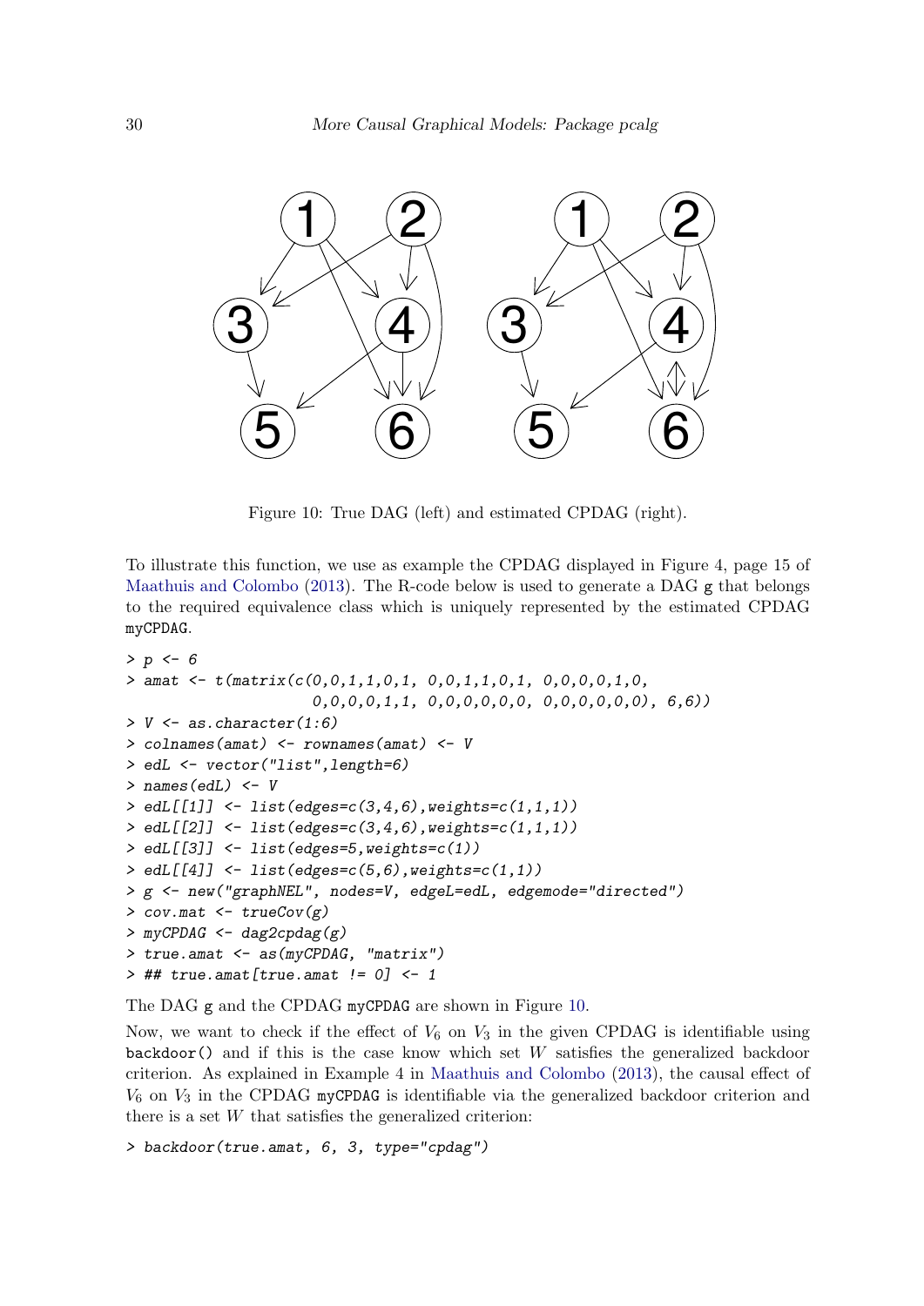Figure 10: True DAG (left) and estimated CPDAG (right).

To illustrate this function, we use as example the CPDAG displayed in Figure 4, page 15 of Maathuis and Colombo (2013). The R-code below is used to generate a DAG g that belongs to the required equivalence class which is uniquely represented by the estimated CPDAG myCPDAG.

```
> p <- 6
> amat <- t(matrix(c(0,0,1,1,0,1, 0,0,1,1,0,1, 0,0,0,0,1,0,
                     0,0,0,0,1,1, 0,0,0,0,0,0, 0,0,0,0,0,0), 6,6))
> V <- as.character(1:6)
> colnames(amat) <- rownames(amat) <- V
> edL <- vector("list",length=6)
> names(edL) <- V
> edL[[1]] <- list(edges=c(3,4,6),weights=c(1,1,1))
> edL[[2]] <- list(edges=c(3,4,6),weights=c(1,1,1))
> edL[[3]] <- list(edges=5,weights=c(1))
> edL[[4]] <- list(edges=c(5,6),weights=c(1,1))
> g <- new("graphNEL", nodes=V, edgeL=edL, edgemode="directed")
> cov.mat <- trueCov(g)
> myCPDAG <- dag2cpdag(g)
> true.amat <- as(myCPDAG, "matrix")
> ## true.amat[true.amat != 0] <- 1
```

The DAG g and the CPDAG myCPDAG are shown in Figure 10.

Now, we want to check if the effect of $V_6$ on $V_3$ in the given CPDAG is identifiable using backdoor() and if this is the case know which set $W$ satisfies the generalized backdoor criterion. As explained in Example 4 in Maathuis and Colombo (2013), the causal effect of $V_6$ on $V_3$ in the CPDAG myCPDAG is identifiable via the generalized backdoor criterion and there is a set $W$ that satisfies the generalized criterion:

```
> backdoor(true.amat, 6, 3, type="cpdag")
```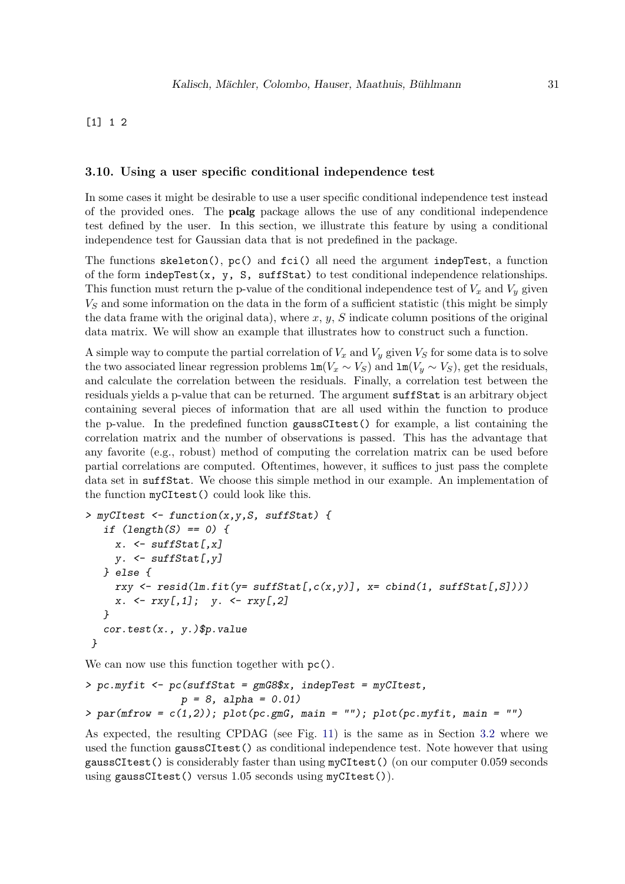```
[1] 1 2
```

### 3.10. Using a user specific conditional independence test

In some cases it might be desirable to use a user specific conditional independence test instead of the provided ones. The **pcalg** package allows the use of any conditional independence test defined by the user. In this section, we illustrate this feature by using a conditional independence test for Gaussian data that is not predefined in the package.

The functions `skeleton()`, `pc()` and `fci()` all need the argument `indepTest`, a function of the form `indepTest(x, y, S, suffStat)` to test conditional independence relationships. This function must return the p-value of the conditional independence test of $V_x$ and $V_y$ given $V_S$ and some information on the data in the form of a sufficient statistic (this might be simply the data frame with the original data), where $x$, $y$, $S$ indicate column positions of the original data matrix. We will show an example that illustrates how to construct such a function.

A simple way to compute the partial correlation of $V_x$ and $V_y$ given $V_S$ for some data is to solve the two associated linear regression problems $\texttt{lm}(V_x \sim V_S)$ and $\texttt{lm}(V_y \sim V_S)$, get the residuals, and calculate the correlation between the residuals. Finally, a correlation test between the residuals yields a p-value that can be returned. The argument `suffStat` is an arbitrary object containing several pieces of information that are all used within the function to produce the p-value. In the predefined function `gaussCItest()` for example, a list containing the correlation matrix and the number of observations is passed. This has the advantage that any favorite (e.g., robust) method of computing the correlation matrix can be used before partial correlations are computed. Oftentimes, however, it suffices to just pass the complete data set in `suffStat`. We choose this simple method in our example. An implementation of the function `myCItest()` could look like this.

```
> myCItest <- function(x,y,S, suffStat) {
   if (length(S) == 0) {
     x. <- suffStat[,x]
     y. <- suffStat[,y]
   } else {
     rxy <- resid(lm.fit(y= suffStat[,c(x,y)], x= cbind(1, suffStat[,S])))
     x. <- rxy[,1];  y. <- rxy[,2]
   }
   cor.test(x., y.)$p.value
 }
```

We can now use this function together with `pc()`.

```
> pc.myfit <- pc(suffStat = gmG8$x, indepTest = myCItest,
                 p = 8, alpha = 0.01)
> par(mfrow = c(1,2)); plot(pc.gmG, main = ""); plot(pc.myfit, main = "")
```

As expected, the resulting CPDAG (see Fig. 11) is the same as in Section 3.2 where we used the function `gaussCItest()` as conditional independence test. Note however that using `gaussCItest()` is considerably faster than using `myCItest()` (on our computer 0.059 seconds using `gaussCItest()` versus 1.05 seconds using `myCItest()`).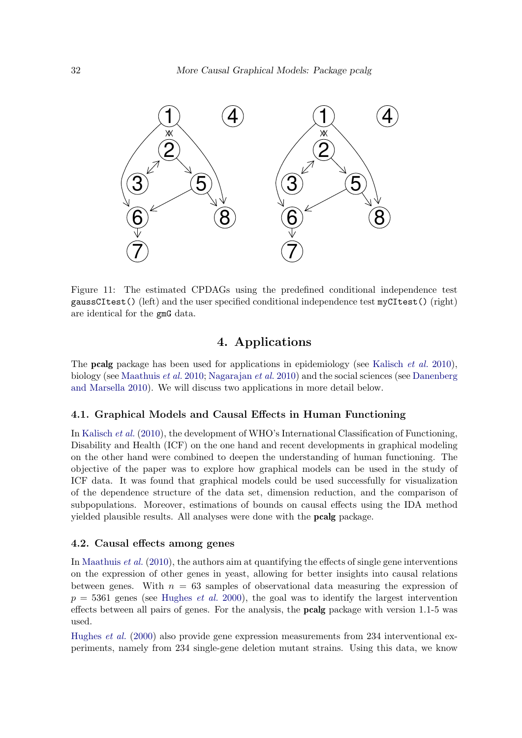Figure 11: The estimated CPDAGs using the predefined conditional independence test `gaussCItest()` (left) and the user specified conditional independence test `myCItest()` (right) are identical for the `gmG` data.

# 4. Applications

The **pcalg** package has been used for applications in epidemiology (see Kalisch *et al.* 2010), biology (see Maathuis *et al.* 2010; Nagarajan *et al.* 2010) and the social sciences (see Danenberg and Marsella 2010). We will discuss two applications in more detail below.

## 4.1. Graphical Models and Causal Effects in Human Functioning

In Kalisch *et al.* (2010), the development of WHO's International Classification of Functioning, Disability and Health (ICF) on the one hand and recent developments in graphical modeling on the other hand were combined to deepen the understanding of human functioning. The objective of the paper was to explore how graphical models can be used in the study of ICF data. It was found that graphical models could be used successfully for visualization of the dependence structure of the data set, dimension reduction, and the comparison of subpopulations. Moreover, estimations of bounds on causal effects using the IDA method yielded plausible results. All analyses were done with the **pcalg** package.

## 4.2. Causal effects among genes

In Maathuis *et al.* (2010), the authors aim at quantifying the effects of single gene interventions on the expression of other genes in yeast, allowing for better insights into causal relations between genes. With $n = 63$ samples of observational data measuring the expression of $p = 5361$ genes (see Hughes *et al.* 2000), the goal was to identify the largest intervention effects between all pairs of genes. For the analysis, the **pcalg** package with version 1.1-5 was used.

Hughes *et al.* (2000) also provide gene expression measurements from 234 interventional experiments, namely from 234 single-gene deletion mutant strains. Using this data, we know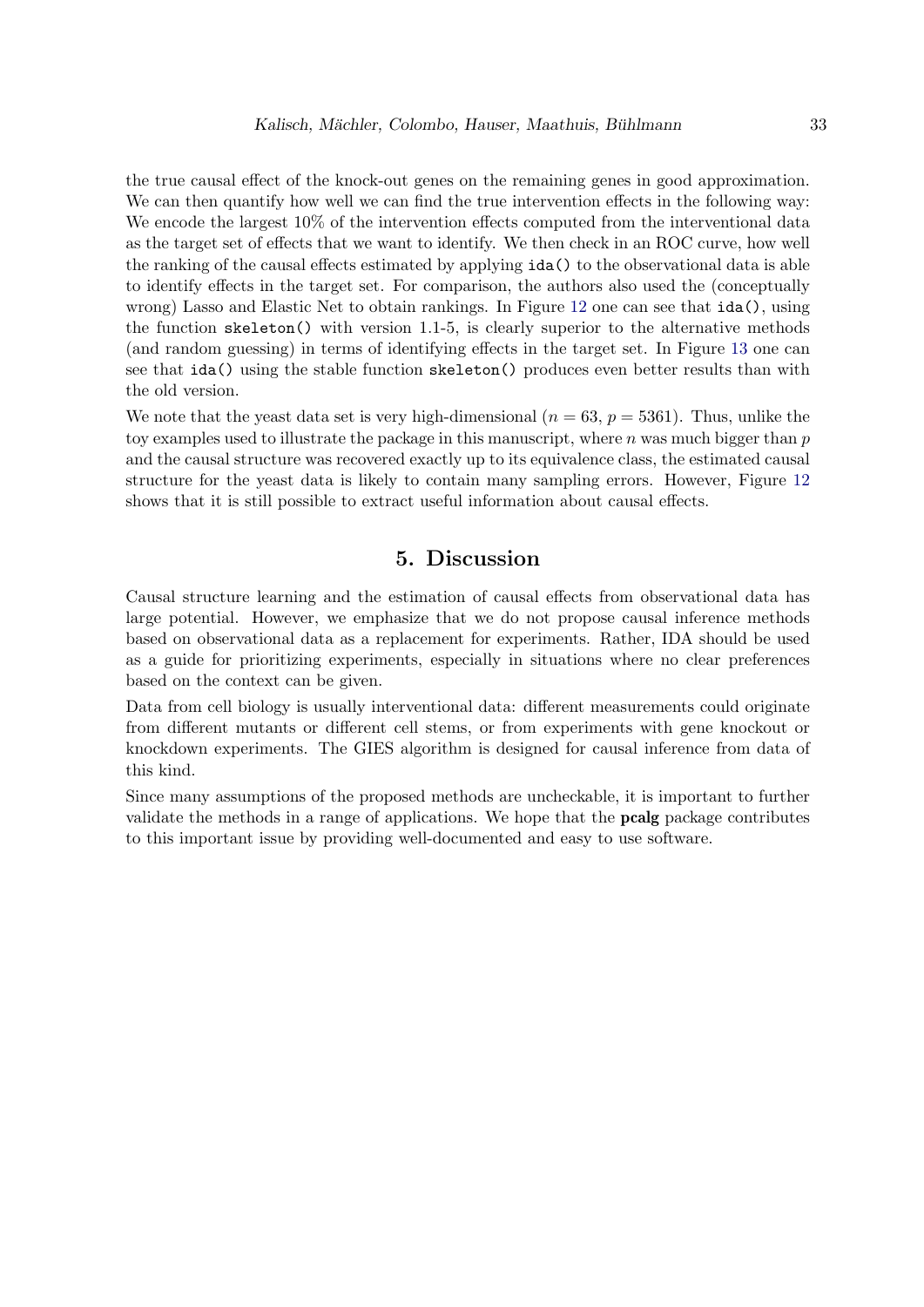the true causal effect of the knock-out genes on the remaining genes in good approximation. We can then quantify how well we can find the true intervention effects in the following way: We encode the largest 10% of the intervention effects computed from the interventional data as the target set of effects that we want to identify. We then check in an ROC curve, how well the ranking of the causal effects estimated by applying `ida()` to the observational data is able to identify effects in the target set. For comparison, the authors also used the (conceptually wrong) Lasso and Elastic Net to obtain rankings. In Figure 12 one can see that `ida()`, using the function `skeleton()` with version 1.1-5, is clearly superior to the alternative methods (and random guessing) in terms of identifying effects in the target set. In Figure 13 one can see that `ida()` using the stable function `skeleton()` produces even better results than with the old version.

We note that the yeast data set is very high-dimensional ($n = 63$, $p = 5361$). Thus, unlike the toy examples used to illustrate the package in this manuscript, where $n$ was much bigger than $p$ and the causal structure was recovered exactly up to its equivalence class, the estimated causal structure for the yeast data is likely to contain many sampling errors. However, Figure 12 shows that it is still possible to extract useful information about causal effects.

# 5. Discussion

Causal structure learning and the estimation of causal effects from observational data has large potential. However, we emphasize that we do not propose causal inference methods based on observational data as a replacement for experiments. Rather, IDA should be used as a guide for prioritizing experiments, especially in situations where no clear preferences based on the context can be given.

Data from cell biology is usually interventional data: different measurements could originate from different mutants or different cell stems, or from experiments with gene knockout or knockdown experiments. The GIES algorithm is designed for causal inference from data of this kind.

Since many assumptions of the proposed methods are uncheckable, it is important to further validate the methods in a range of applications. We hope that the **pcalg** package contributes to this important issue by providing well-documented and easy to use software.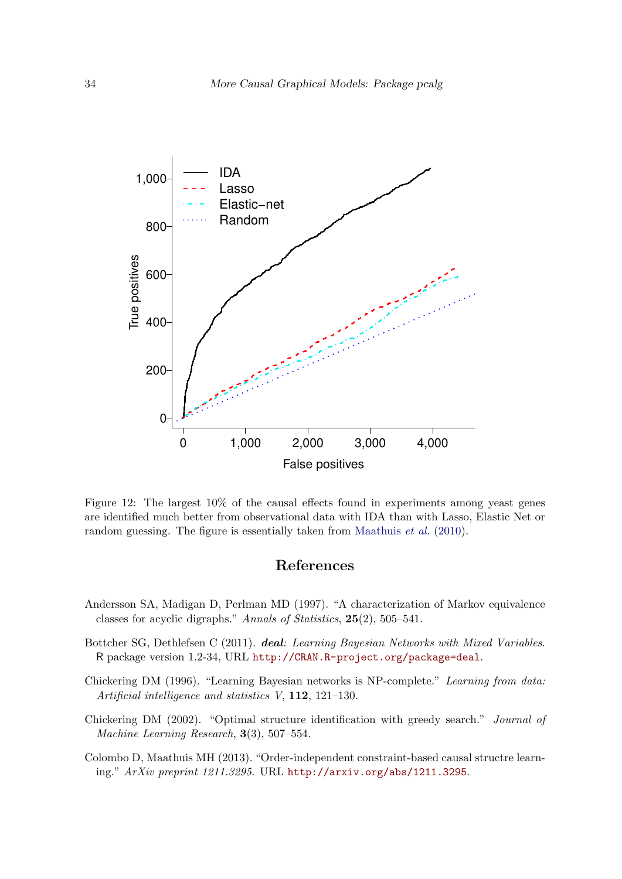Figure 12: The largest 10% of the causal effects found in experiments among yeast genes are identified much better from observational data with IDA than with Lasso, Elastic Net or random guessing. The figure is essentially taken from Maathuis *et al.* (2010).

## References

Andersson SA, Madigan D, Perlman MD (1997). "A characterization of Markov equivalence classes for acyclic digraphs." *Annals of Statistics*, **25**(2), 505–541.

Bottcher SG, Dethlefsen C (2011). ***deal**: Learning Bayesian Networks with Mixed Variables*. R package version 1.2-34, URL http://CRAN.R-project.org/package=deal.

Chickering DM (1996). "Learning Bayesian networks is NP-complete." *Learning from data: Artificial intelligence and statistics V*, **112**, 121–130.

Chickering DM (2002). "Optimal structure identification with greedy search." *Journal of Machine Learning Research*, **3**(3), 507–554.

Colombo D, Maathuis MH (2013). "Order-independent constraint-based causal structre learning." *ArXiv preprint 1211.3295*. URL http://arxiv.org/abs/1211.3295.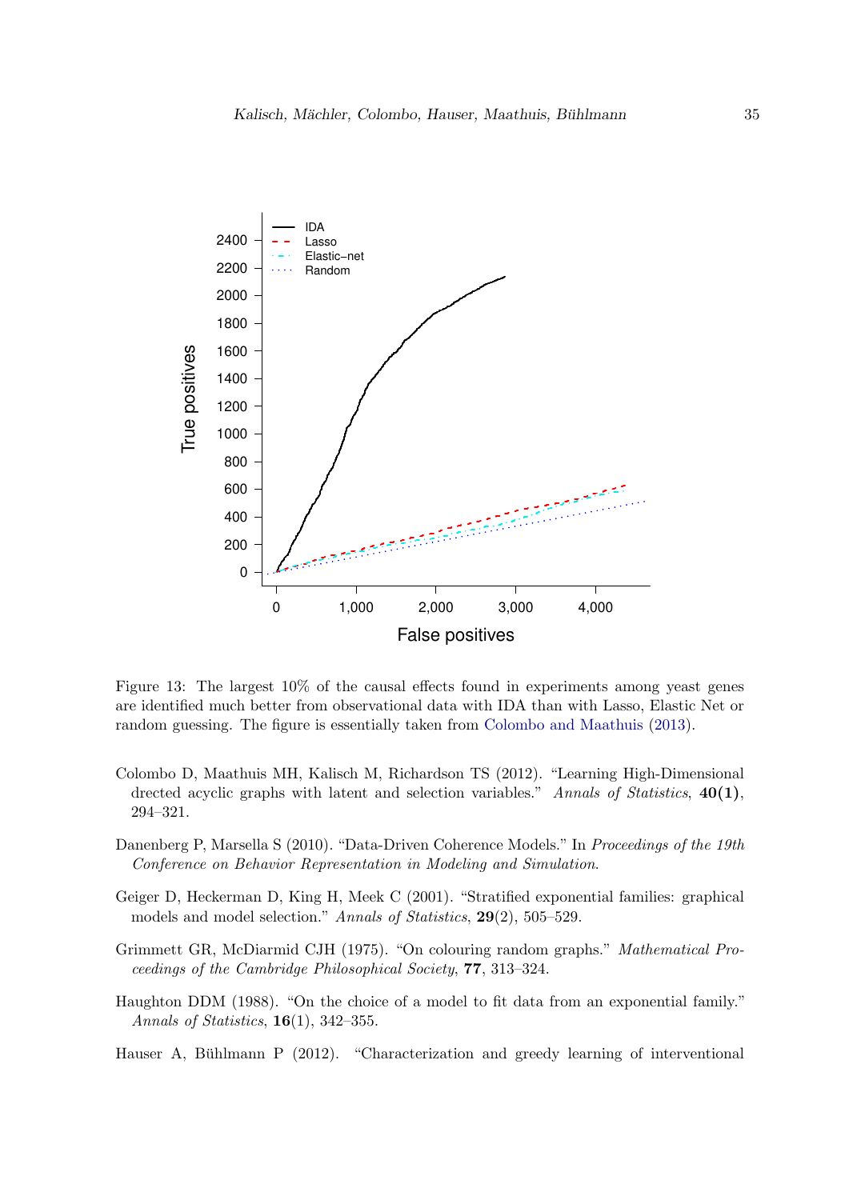Figure 13: The largest 10% of the causal effects found in experiments among yeast genes are identified much better from observational data with IDA than with Lasso, Elastic Net or random guessing. The figure is essentially taken from Colombo and Maathuis (2013).

Colombo D, Maathuis MH, Kalisch M, Richardson TS (2012). "Learning High-Dimensional drected acyclic graphs with latent and selection variables." *Annals of Statistics*, **40(1)**, 294–321.

Danenberg P, Marsella S (2010). "Data-Driven Coherence Models." In *Proceedings of the 19th Conference on Behavior Representation in Modeling and Simulation*.

Geiger D, Heckerman D, King H, Meek C (2001). "Stratified exponential families: graphical models and model selection." *Annals of Statistics*, **29**(2), 505–529.

Grimmett GR, McDiarmid CJH (1975). "On colouring random graphs." *Mathematical Proceedings of the Cambridge Philosophical Society*, **77**, 313–324.

Haughton DDM (1988). "On the choice of a model to fit data from an exponential family." *Annals of Statistics*, **16**(1), 342–355.

Hauser A, Bühlmann P (2012). "Characterization and greedy learning of interventional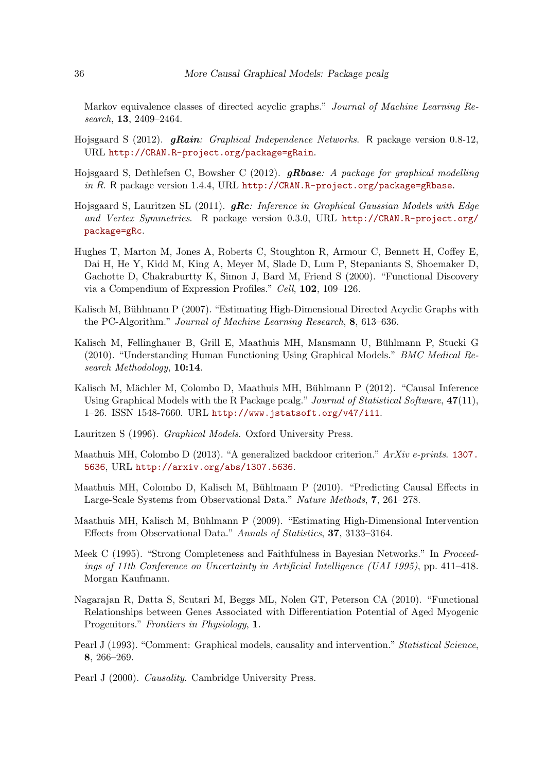Markov equivalence classes of directed acyclic graphs." *Journal of Machine Learning Research*, **13**, 2409–2464.

Hojsgaard S (2012). ***gRain**: Graphical Independence Networks*. R package version 0.8-12, URL http://CRAN.R-project.org/package=gRain.

Hojsgaard S, Dethlefsen C, Bowsher C (2012). ***gRbase**: A package for graphical modelling in R*. R package version 1.4.4, URL http://CRAN.R-project.org/package=gRbase.

Hojsgaard S, Lauritzen SL (2011). ***gRc**: Inference in Graphical Gaussian Models with Edge and Vertex Symmetries*. R package version 0.3.0, URL http://CRAN.R-project.org/package=gRc.

Hughes T, Marton M, Jones A, Roberts C, Stoughton R, Armour C, Bennett H, Coffey E, Dai H, He Y, Kidd M, King A, Meyer M, Slade D, Lum P, Stepaniants S, Shoemaker D, Gachotte D, Chakraburtty K, Simon J, Bard M, Friend S (2000). "Functional Discovery via a Compendium of Expression Profiles." *Cell*, **102**, 109–126.

Kalisch M, Bühlmann P (2007). "Estimating High-Dimensional Directed Acyclic Graphs with the PC-Algorithm." *Journal of Machine Learning Research*, **8**, 613–636.

Kalisch M, Fellinghauer B, Grill E, Maathuis MH, Mansmann U, Bühlmann P, Stucki G (2010). "Understanding Human Functioning Using Graphical Models." *BMC Medical Research Methodology*, **10:14**.

Kalisch M, Mächler M, Colombo D, Maathuis MH, Bühlmann P (2012). "Causal Inference Using Graphical Models with the R Package pcalg." *Journal of Statistical Software*, **47**(11), 1–26. ISSN 1548-7660. URL http://www.jstatsoft.org/v47/i11.

Lauritzen S (1996). *Graphical Models*. Oxford University Press.

Maathuis MH, Colombo D (2013). "A generalized backdoor criterion." *ArXiv e-prints*. 1307.5636, URL http://arxiv.org/abs/1307.5636.

Maathuis MH, Colombo D, Kalisch M, Bühlmann P (2010). "Predicting Causal Effects in Large-Scale Systems from Observational Data." *Nature Methods*, **7**, 261–278.

Maathuis MH, Kalisch M, Bühlmann P (2009). "Estimating High-Dimensional Intervention Effects from Observational Data." *Annals of Statistics*, **37**, 3133–3164.

Meek C (1995). "Strong Completeness and Faithfulness in Bayesian Networks." In *Proceedings of 11th Conference on Uncertainty in Artificial Intelligence (UAI 1995)*, pp. 411–418. Morgan Kaufmann.

Nagarajan R, Datta S, Scutari M, Beggs ML, Nolen GT, Peterson CA (2010). "Functional Relationships between Genes Associated with Differentiation Potential of Aged Myogenic Progenitors." *Frontiers in Physiology*, **1**.

Pearl J (1993). "Comment: Graphical models, causality and intervention." *Statistical Science*, **8**, 266–269.

Pearl J (2000). *Causality*. Cambridge University Press.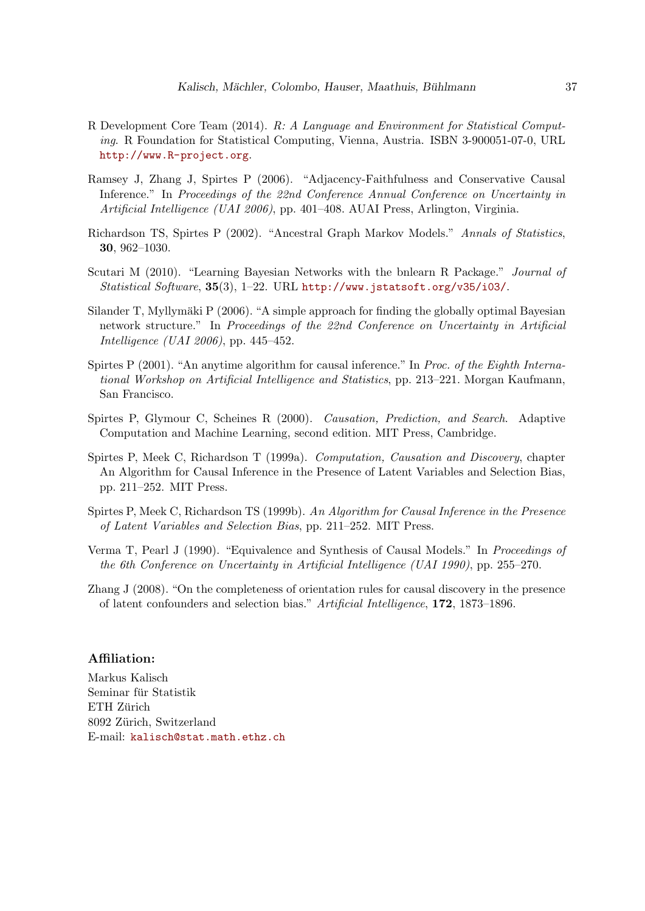R Development Core Team (2014). *R: A Language and Environment for Statistical Computing*. R Foundation for Statistical Computing, Vienna, Austria. ISBN 3-900051-07-0, URL http://www.R-project.org.

Ramsey J, Zhang J, Spirtes P (2006). "Adjacency-Faithfulness and Conservative Causal Inference." In *Proceedings of the 22nd Conference Annual Conference on Uncertainty in Artificial Intelligence (UAI 2006)*, pp. 401–408. AUAI Press, Arlington, Virginia.

Richardson TS, Spirtes P (2002). "Ancestral Graph Markov Models." *Annals of Statistics*, **30**, 962–1030.

Scutari M (2010). "Learning Bayesian Networks with the bnlearn R Package." *Journal of Statistical Software*, **35**(3), 1–22. URL http://www.jstatsoft.org/v35/i03/.

Silander T, Myllymäki P (2006). "A simple approach for finding the globally optimal Bayesian network structure." In *Proceedings of the 22nd Conference on Uncertainty in Artificial Intelligence (UAI 2006)*, pp. 445–452.

Spirtes P (2001). "An anytime algorithm for causal inference." In *Proc. of the Eighth International Workshop on Artificial Intelligence and Statistics*, pp. 213–221. Morgan Kaufmann, San Francisco.

Spirtes P, Glymour C, Scheines R (2000). *Causation, Prediction, and Search*. Adaptive Computation and Machine Learning, second edition. MIT Press, Cambridge.

Spirtes P, Meek C, Richardson T (1999a). *Computation, Causation and Discovery*, chapter An Algorithm for Causal Inference in the Presence of Latent Variables and Selection Bias, pp. 211–252. MIT Press.

Spirtes P, Meek C, Richardson TS (1999b). *An Algorithm for Causal Inference in the Presence of Latent Variables and Selection Bias*, pp. 211–252. MIT Press.

Verma T, Pearl J (1990). "Equivalence and Synthesis of Causal Models." In *Proceedings of the 6th Conference on Uncertainty in Artificial Intelligence (UAI 1990)*, pp. 255–270.

Zhang J (2008). "On the completeness of orientation rules for causal discovery in the presence of latent confounders and selection bias." *Artificial Intelligence*, **172**, 1873–1896.

### Affiliation:

Markus Kalisch
Seminar für Statistik
ETH Zürich
8092 Zürich, Switzerland
E-mail: kalisch@stat.math.ethz.ch